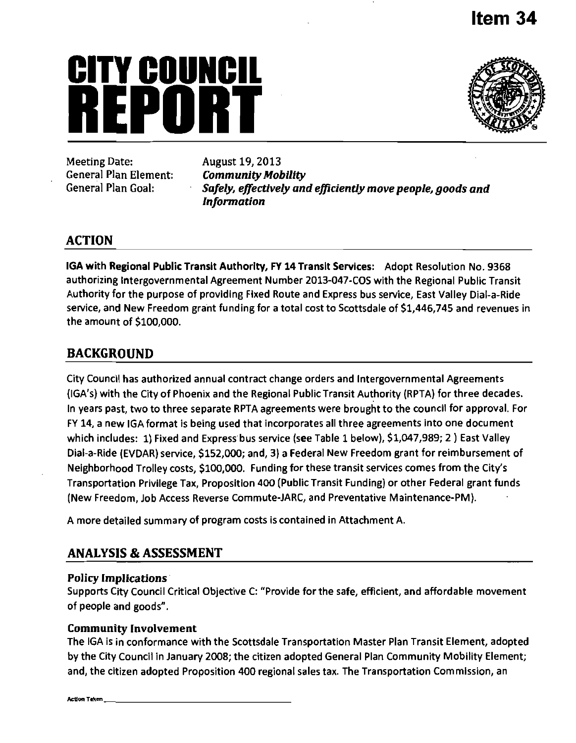# Item 34

# CITY COUNCIL REPORT

Meeting Date: August 19, 2013
General Plan Element: ***Community Mobility***
General Plan Goal: ***Safely, effectively and efficiently move people, goods and Information***

## ACTION

**IGA with Regional Public Transit Authority, FY 14 Transit Services:** Adopt Resolution No. 9368 authorizing Intergovernmental Agreement Number 2013-047-COS with the Regional Public Transit Authority for the purpose of providing Fixed Route and Express bus service, East Valley Dial-a-Ride service, and New Freedom grant funding for a total cost to Scottsdale of $1,446,745 and revenues in the amount of $100,000.

## BACKGROUND

City Council has authorized annual contract change orders and Intergovernmental Agreements (IGA's) with the City of Phoenix and the Regional Public Transit Authority (RPTA) for three decades. In years past, two to three separate RPTA agreements were brought to the council for approval. For FY 14, a new IGA format is being used that incorporates all three agreements into one document which includes: 1) Fixed and Express bus service (see Table 1 below), $1,047,989; 2 ) East Valley Dial-a-Ride (EVDAR) service, $152,000; and, 3) a Federal New Freedom grant for reimbursement of Neighborhood Trolley costs, $100,000. Funding for these transit services comes from the City's Transportation Privilege Tax, Proposition 400 (Public Transit Funding) or other Federal grant funds (New Freedom, Job Access Reverse Commute-JARC, and Preventative Maintenance-PM).

A more detailed summary of program costs is contained in Attachment A.

## ANALYSIS & ASSESSMENT

### Policy Implications

Supports City Council Critical Objective C: "Provide for the safe, efficient, and affordable movement of people and goods".

### Community Involvement

The IGA is in conformance with the Scottsdale Transportation Master Plan Transit Element, adopted by the City Council in January 2008; the citizen adopted General Plan Community Mobility Element; and, the citizen adopted Proposition 400 regional sales tax. The Transportation Commission, an

Action Taken ___________________________________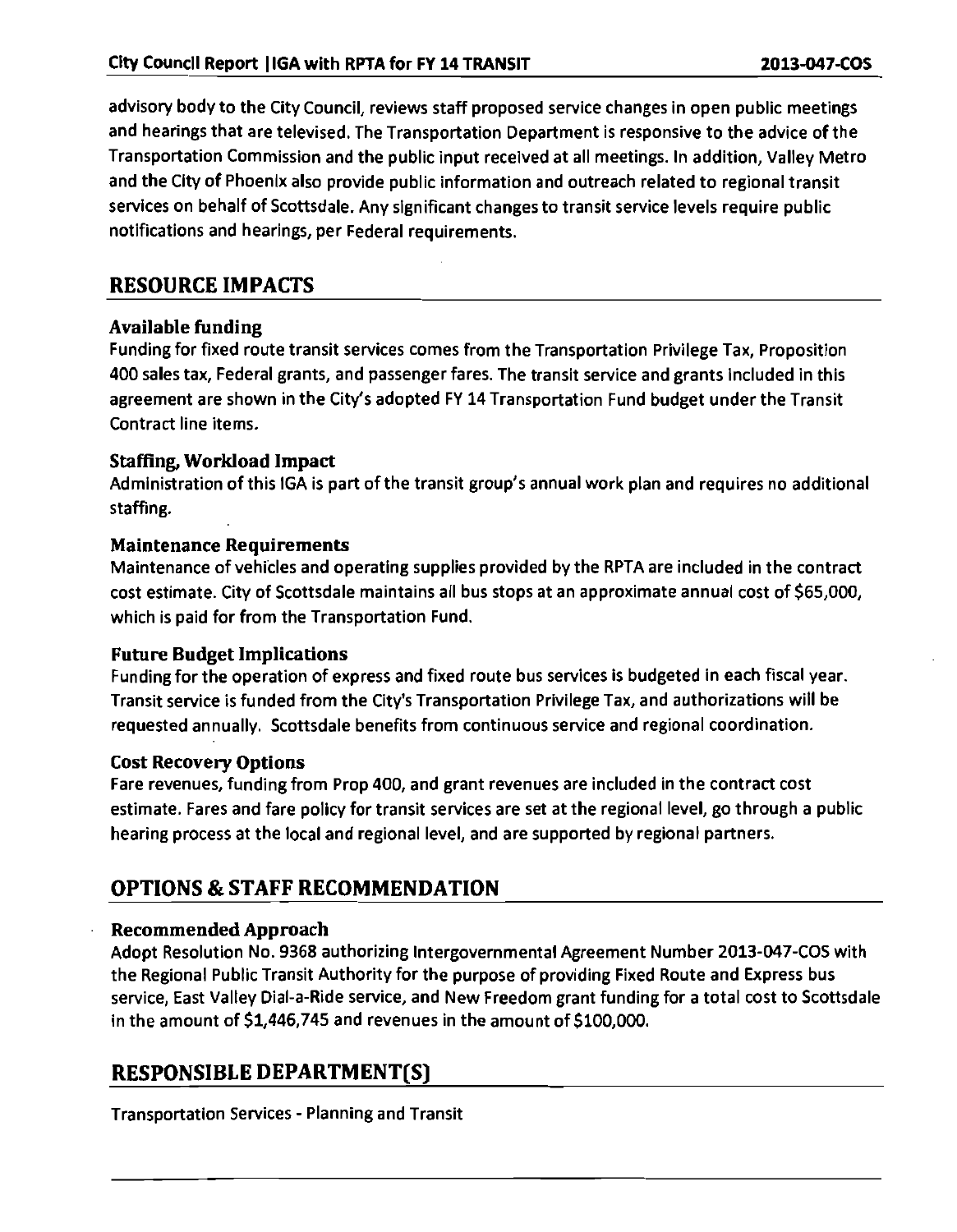advisory body to the City Council, reviews staff proposed service changes in open public meetings and hearings that are televised. The Transportation Department is responsive to the advice of the Transportation Commission and the public input received at all meetings. In addition, Valley Metro and the City of Phoenix also provide public information and outreach related to regional transit services on behalf of Scottsdale. Any significant changes to transit service levels require public notifications and hearings, per Federal requirements.

## RESOURCE IMPACTS

### Available funding

Funding for fixed route transit services comes from the Transportation Privilege Tax, Proposition 400 sales tax, Federal grants, and passenger fares. The transit service and grants included in this agreement are shown in the City's adopted FY 14 Transportation Fund budget under the Transit Contract line items.

### Staffing, Workload Impact

Administration of this IGA is part of the transit group's annual work plan and requires no additional staffing.

### Maintenance Requirements

Maintenance of vehicles and operating supplies provided by the RPTA are included in the contract cost estimate. City of Scottsdale maintains all bus stops at an approximate annual cost of $65,000, which is paid for from the Transportation Fund.

### Future Budget Implications

Funding for the operation of express and fixed route bus services is budgeted in each fiscal year. Transit service is funded from the City's Transportation Privilege Tax, and authorizations will be requested annually. Scottsdale benefits from continuous service and regional coordination.

### Cost Recovery Options

Fare revenues, funding from Prop 400, and grant revenues are included in the contract cost estimate. Fares and fare policy for transit services are set at the regional level, go through a public hearing process at the local and regional level, and are supported by regional partners.

## OPTIONS & STAFF RECOMMENDATION

### Recommended Approach

Adopt Resolution No. 9368 authorizing Intergovernmental Agreement Number 2013-047-COS with the Regional Public Transit Authority for the purpose of providing Fixed Route and Express bus service, East Valley Dial-a-Ride service, and New Freedom grant funding for a total cost to Scottsdale in the amount of $1,446,745 and revenues in the amount of $100,000.

## RESPONSIBLE DEPARTMENT(S)

Transportation Services - Planning and Transit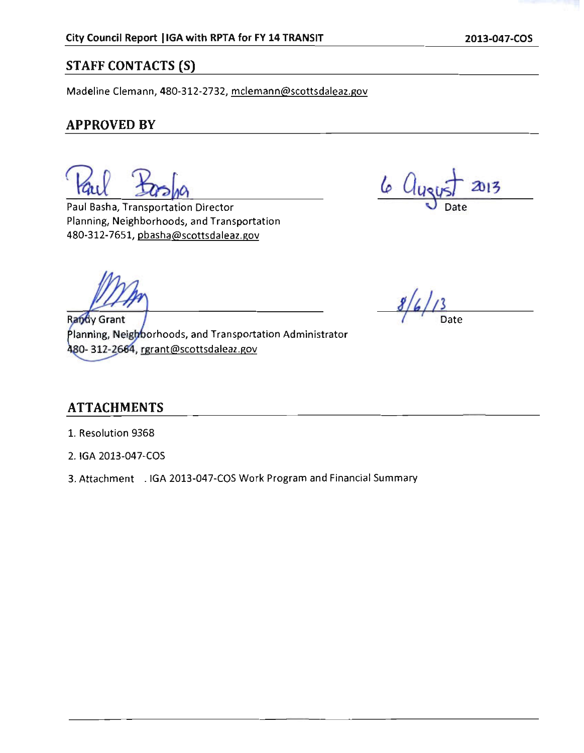## STAFF CONTACTS (S)

Madeline Clemann, 480-312-2732, mclemann@scottsdaleaz.gov

## APPROVED BY

Paul Basha, Transportation Director
Planning, Neighborhoods, and Transportation
480-312-7651, pbasha@scottsdaleaz.gov

6 August 2013
Date

Randy Grant
Planning, Neighborhoods, and Transportation Administrator
480-312-2664, rgrant@scottsdaleaz.gov

8/6/13
Date

## ATTACHMENTS

1. Resolution 9368
2. IGA 2013-047-COS
3. Attachment . IGA 2013-047-COS Work Program and Financial Summary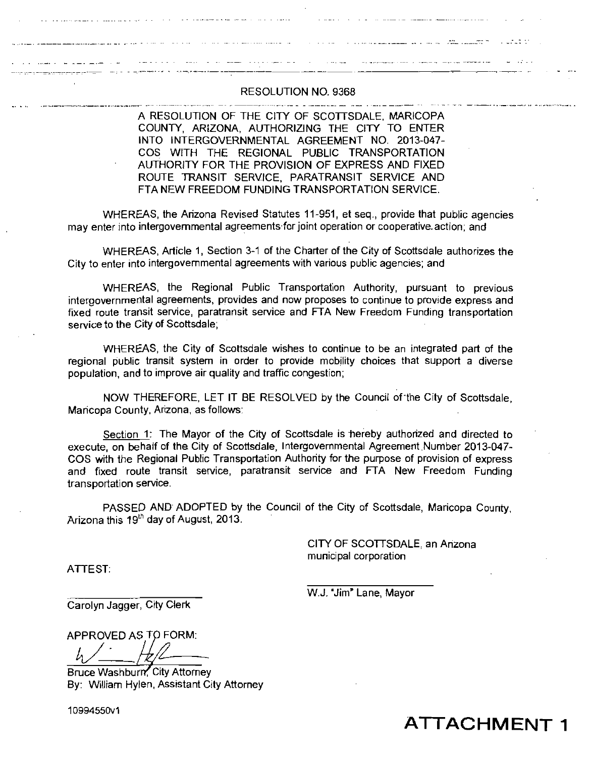# RESOLUTION NO. 9368

A RESOLUTION OF THE CITY OF SCOTTSDALE, MARICOPA COUNTY, ARIZONA, AUTHORIZING THE CITY TO ENTER INTO INTERGOVERNMENTAL AGREEMENT NO. 2013-047-COS WITH THE REGIONAL PUBLIC TRANSPORTATION AUTHORITY FOR THE PROVISION OF EXPRESS AND FIXED ROUTE TRANSIT SERVICE, PARATRANSIT SERVICE AND FTA NEW FREEDOM FUNDING TRANSPORTATION SERVICE.

WHEREAS, the Arizona Revised Statutes 11-951, et seq., provide that public agencies may enter into intergovernmental agreements for joint operation or cooperative action; and

WHEREAS, Article 1, Section 3-1 of the Charter of the City of Scottsdale authorizes the City to enter into intergovernmental agreements with various public agencies; and

WHEREAS, the Regional Public Transportation Authority, pursuant to previous intergovernmental agreements, provides and now proposes to continue to provide express and fixed route transit service, paratransit service and FTA New Freedom Funding transportation service to the City of Scottsdale;

WHEREAS, the City of Scottsdale wishes to continue to be an integrated part of the regional public transit system in order to provide mobility choices that support a diverse population, and to improve air quality and traffic congestion;

NOW THEREFORE, LET IT BE RESOLVED by the Council of the City of Scottsdale, Maricopa County, Arizona, as follows:

Section 1: The Mayor of the City of Scottsdale is hereby authorized and directed to execute, on behalf of the City of Scottsdale, Intergovernmental Agreement Number 2013-047-COS with the Regional Public Transportation Authority for the purpose of provision of express and fixed route transit service, paratransit service and FTA New Freedom Funding transportation service.

PASSED AND ADOPTED by the Council of the City of Scottsdale, Maricopa County, Arizona this 19th day of August, 2013.

CITY OF SCOTTSDALE, an Arizona municipal corporation

ATTEST:

_______________________
W.J. "Jim" Lane, Mayor

_______________________
Carolyn Jagger, City Clerk

APPROVED AS TO FORM:

Bruce Washburn, City Attorney
By: William Hylen, Assistant City Attorney

10994550v1

# ATTACHMENT 1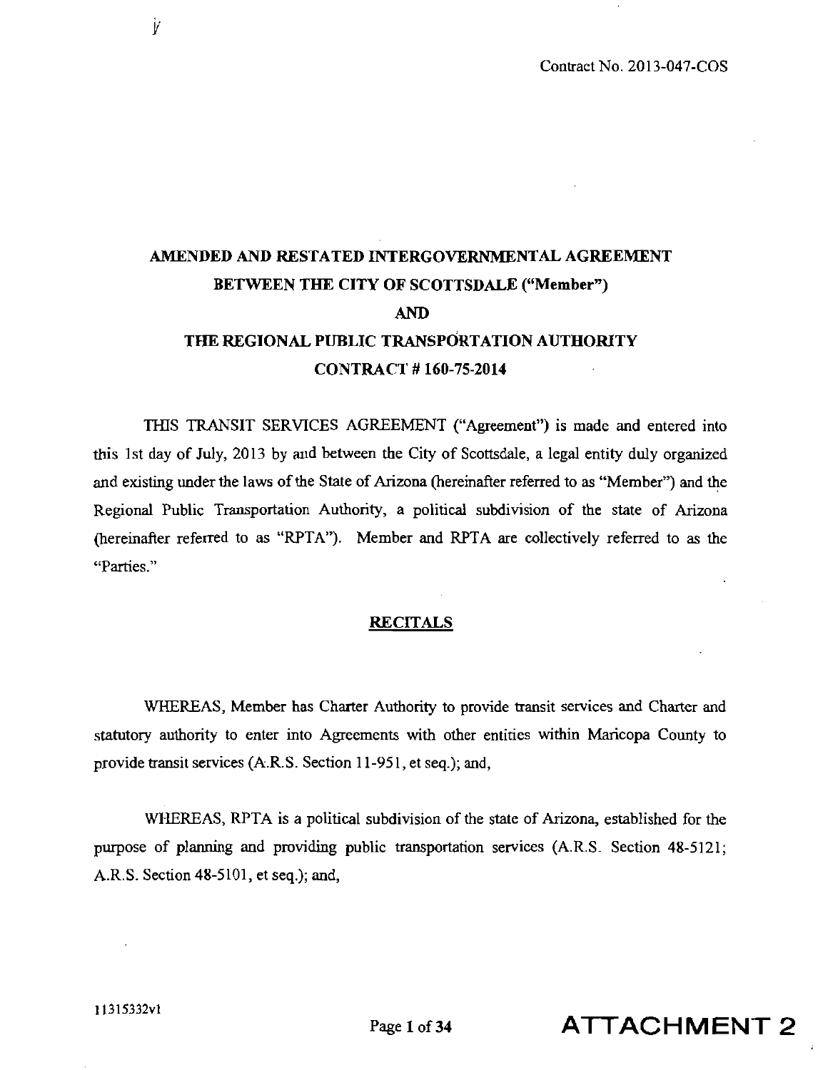Contract No. 2013-047-COS

# AMENDED AND RESTATED INTERGOVERNMENTAL AGREEMENT BETWEEN THE CITY OF SCOTTSDALE ("Member") AND THE REGIONAL PUBLIC TRANSPORTATION AUTHORITY CONTRACT # 160-75-2014

THIS TRANSIT SERVICES AGREEMENT ("Agreement") is made and entered into this 1st day of July, 2013 by and between the City of Scottsdale, a legal entity duly organized and existing under the laws of the State of Arizona (hereinafter referred to as "Member") and the Regional Public Transportation Authority, a political subdivision of the state of Arizona (hereinafter referred to as "RPTA"). Member and RPTA are collectively referred to as the "Parties."

## RECITALS

WHEREAS, Member has Charter Authority to provide transit services and Charter and statutory authority to enter into Agreements with other entities within Maricopa County to provide transit services (A.R.S. Section 11-951, et seq.); and,

WHEREAS, RPTA is a political subdivision of the state of Arizona, established for the purpose of planning and providing public transportation services (A.R.S. Section 48-5121; A.R.S. Section 48-5101, et seq.); and,

11315332v1

ATTACHMENT 2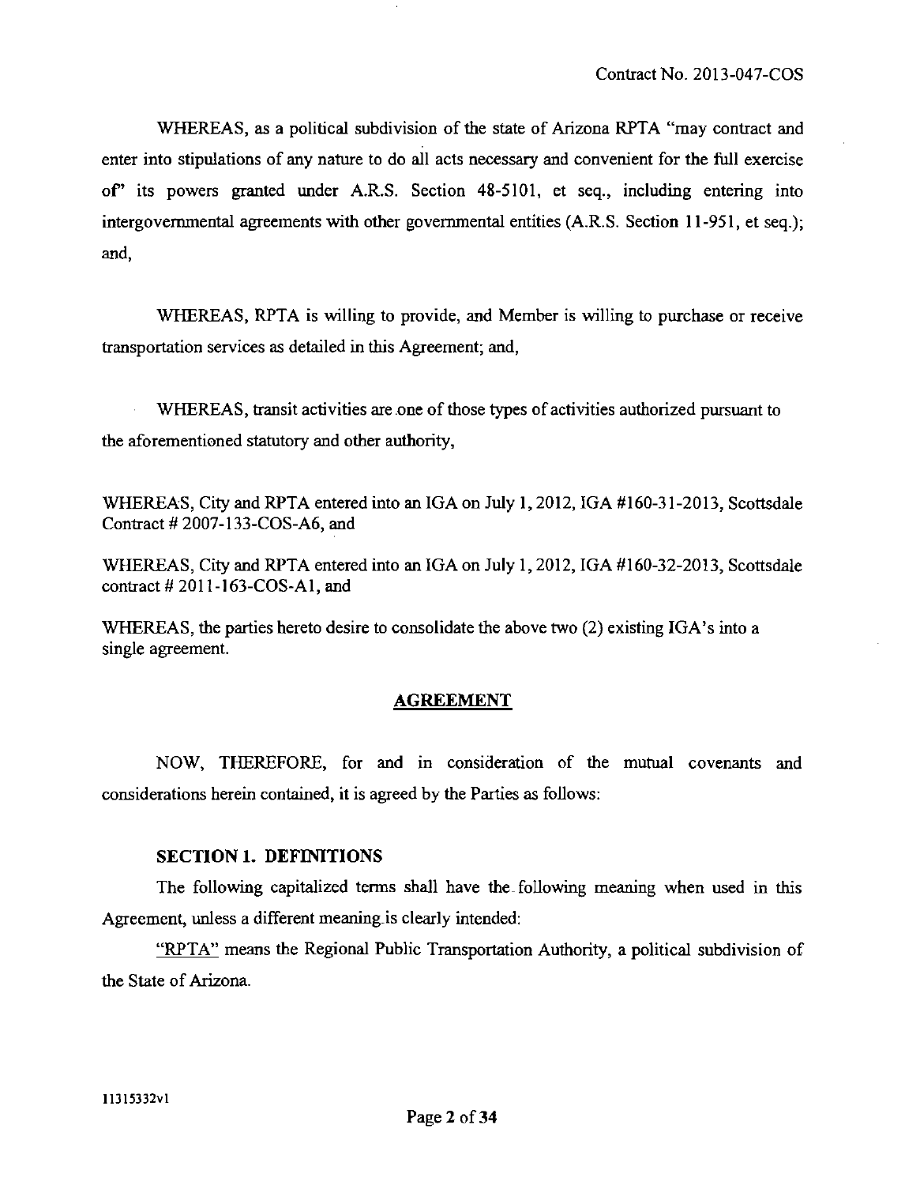WHEREAS, as a political subdivision of the state of Arizona RPTA "may contract and enter into stipulations of any nature to do all acts necessary and convenient for the full exercise of" its powers granted under A.R.S. Section 48-5101, et seq., including entering into intergovernmental agreements with other governmental entities (A.R.S. Section 11-951, et seq.); and,

WHEREAS, RPTA is willing to provide, and Member is willing to purchase or receive transportation services as detailed in this Agreement; and,

WHEREAS, transit activities are one of those types of activities authorized pursuant to the aforementioned statutory and other authority,

WHEREAS, City and RPTA entered into an IGA on July 1, 2012, IGA #160-31-2013, Scottsdale Contract # 2007-133-COS-A6, and

WHEREAS, City and RPTA entered into an IGA on July 1, 2012, IGA #160-32-2013, Scottsdale contract # 2011-163-COS-A1, and

WHEREAS, the parties hereto desire to consolidate the above two (2) existing IGA's into a single agreement.

## AGREEMENT

NOW, THEREFORE, for and in consideration of the mutual covenants and considerations herein contained, it is agreed by the Parties as follows:

### SECTION 1. DEFINITIONS

The following capitalized terms shall have the following meaning when used in this Agreement, unless a different meaning is clearly intended:

"RPTA" means the Regional Public Transportation Authority, a political subdivision of the State of Arizona.

11315332v1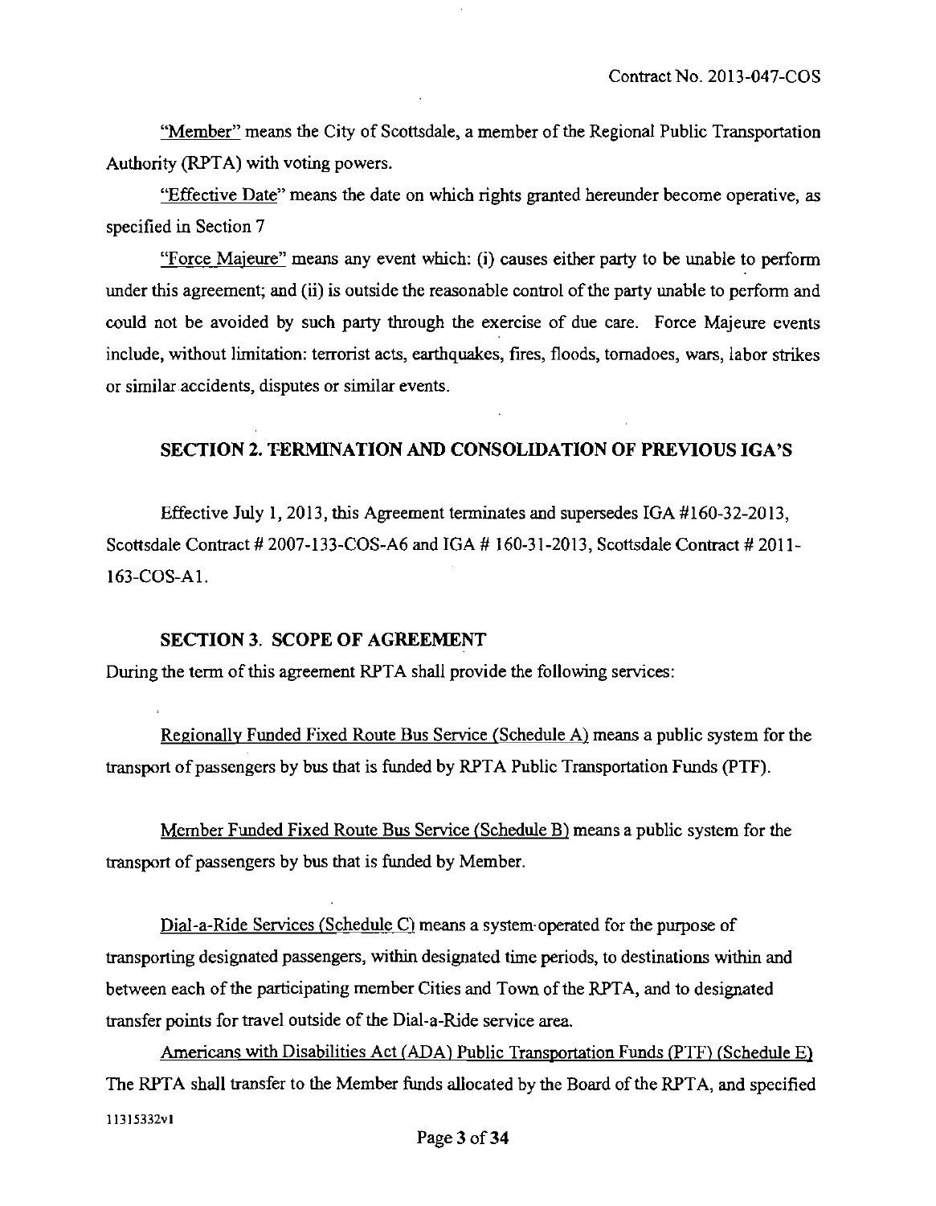"Member" means the City of Scottsdale, a member of the Regional Public Transportation Authority (RPTA) with voting powers.

"Effective Date" means the date on which rights granted hereunder become operative, as specified in Section 7

"Force Majeure" means any event which: (i) causes either party to be unable to perform under this agreement; and (ii) is outside the reasonable control of the party unable to perform and could not be avoided by such party through the exercise of due care. Force Majeure events include, without limitation: terrorist acts, earthquakes, fires, floods, tornadoes, wars, labor strikes or similar accidents, disputes or similar events.

## SECTION 2. TERMINATION AND CONSOLIDATION OF PREVIOUS IGA'S

Effective July 1, 2013, this Agreement terminates and supersedes IGA #160-32-2013, Scottsdale Contract # 2007-133-COS-A6 and IGA # 160-31-2013, Scottsdale Contract # 2011-163-COS-A1.

## SECTION 3. SCOPE OF AGREEMENT

During the term of this agreement RPTA shall provide the following services:

Regionally Funded Fixed Route Bus Service (Schedule A) means a public system for the transport of passengers by bus that is funded by RPTA Public Transportation Funds (PTF).

Member Funded Fixed Route Bus Service (Schedule B) means a public system for the transport of passengers by bus that is funded by Member.

Dial-a-Ride Services (Schedule C) means a system operated for the purpose of transporting designated passengers, within designated time periods, to destinations within and between each of the participating member Cities and Town of the RPTA, and to designated transfer points for travel outside of the Dial-a-Ride service area.

Americans with Disabilities Act (ADA) Public Transportation Funds (PTF) (Schedule E) The RPTA shall transfer to the Member funds allocated by the Board of the RPTA, and specified

11315332v1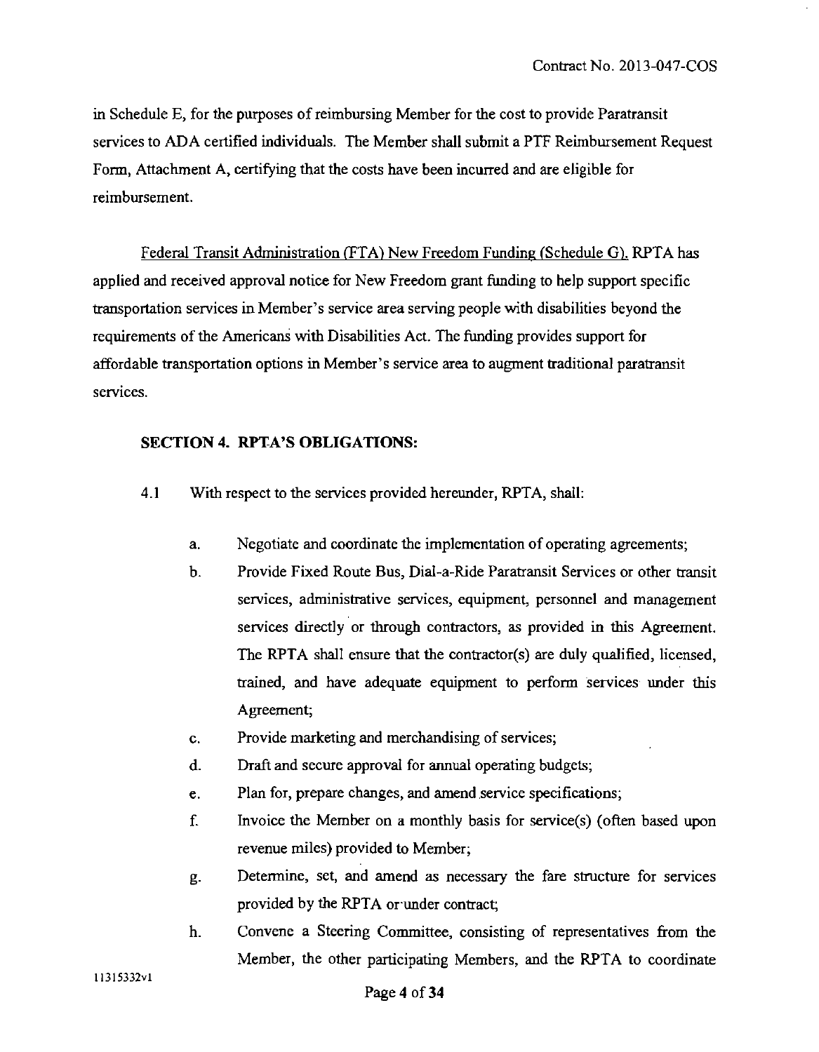in Schedule E, for the purposes of reimbursing Member for the cost to provide Paratransit services to ADA certified individuals. The Member shall submit a PTF Reimbursement Request Form, Attachment A, certifying that the costs have been incurred and are eligible for reimbursement.

Federal Transit Administration (FTA) New Freedom Funding (Schedule G). RPTA has applied and received approval notice for New Freedom grant funding to help support specific transportation services in Member's service area serving people with disabilities beyond the requirements of the Americans with Disabilities Act. The funding provides support for affordable transportation options in Member's service area to augment traditional paratransit services.

**SECTION 4. RPTA'S OBLIGATIONS:**

4.1 With respect to the services provided hereunder, RPTA, shall:

a. Negotiate and coordinate the implementation of operating agreements;

b. Provide Fixed Route Bus, Dial-a-Ride Paratransit Services or other transit services, administrative services, equipment, personnel and management services directly or through contractors, as provided in this Agreement. The RPTA shall ensure that the contractor(s) are duly qualified, licensed, trained, and have adequate equipment to perform services under this Agreement;

c. Provide marketing and merchandising of services;

d. Draft and secure approval for annual operating budgets;

e. Plan for, prepare changes, and amend service specifications;

f. Invoice the Member on a monthly basis for service(s) (often based upon revenue miles) provided to Member;

g. Determine, set, and amend as necessary the fare structure for services provided by the RPTA or under contract;

h. Convene a Steering Committee, consisting of representatives from the Member, the other participating Members, and the RPTA to coordinate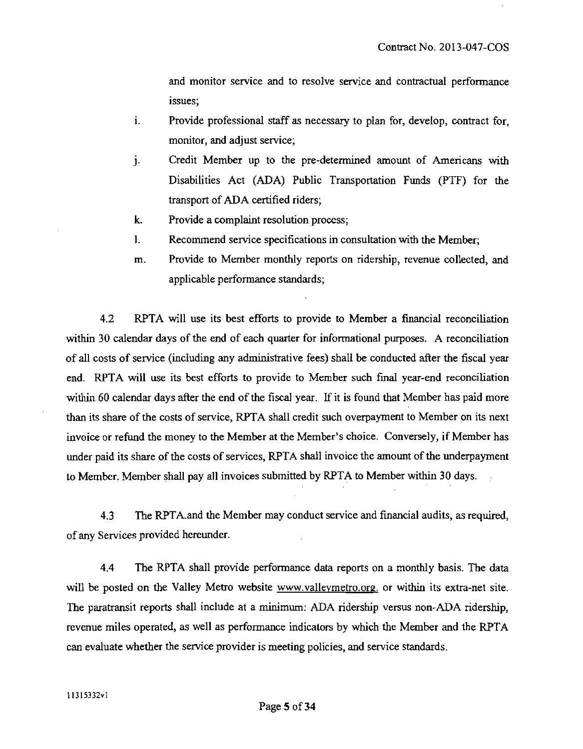and monitor service and to resolve service and contractual performance issues;

i. Provide professional staff as necessary to plan for, develop, contract for, monitor, and adjust service;

j. Credit Member up to the pre-determined amount of Americans with Disabilities Act (ADA) Public Transportation Funds (PTF) for the transport of ADA certified riders;

k. Provide a complaint resolution process;

l. Recommend service specifications in consultation with the Member;

m. Provide to Member monthly reports on ridership, revenue collected, and applicable performance standards;

4.2 RPTA will use its best efforts to provide to Member a financial reconciliation within 30 calendar days of the end of each quarter for informational purposes. A reconciliation of all costs of service (including any administrative fees) shall be conducted after the fiscal year end. RPTA will use its best efforts to provide to Member such final year-end reconciliation within 60 calendar days after the end of the fiscal year. If it is found that Member has paid more than its share of the costs of service, RPTA shall credit such overpayment to Member on its next invoice or refund the money to the Member at the Member's choice. Conversely, if Member has under paid its share of the costs of services, RPTA shall invoice the amount of the underpayment to Member. Member shall pay all invoices submitted by RPTA to Member within 30 days.

4.3 The RPTA and the Member may conduct service and financial audits, as required, of any Services provided hereunder.

4.4 The RPTA shall provide performance data reports on a monthly basis. The data will be posted on the Valley Metro website www.valleymetro.org. or within its extra-net site. The paratransit reports shall include at a minimum: ADA ridership versus non-ADA ridership, revenue miles operated, as well as performance indicators by which the Member and the RPTA can evaluate whether the service provider is meeting policies, and service standards.

11315332v1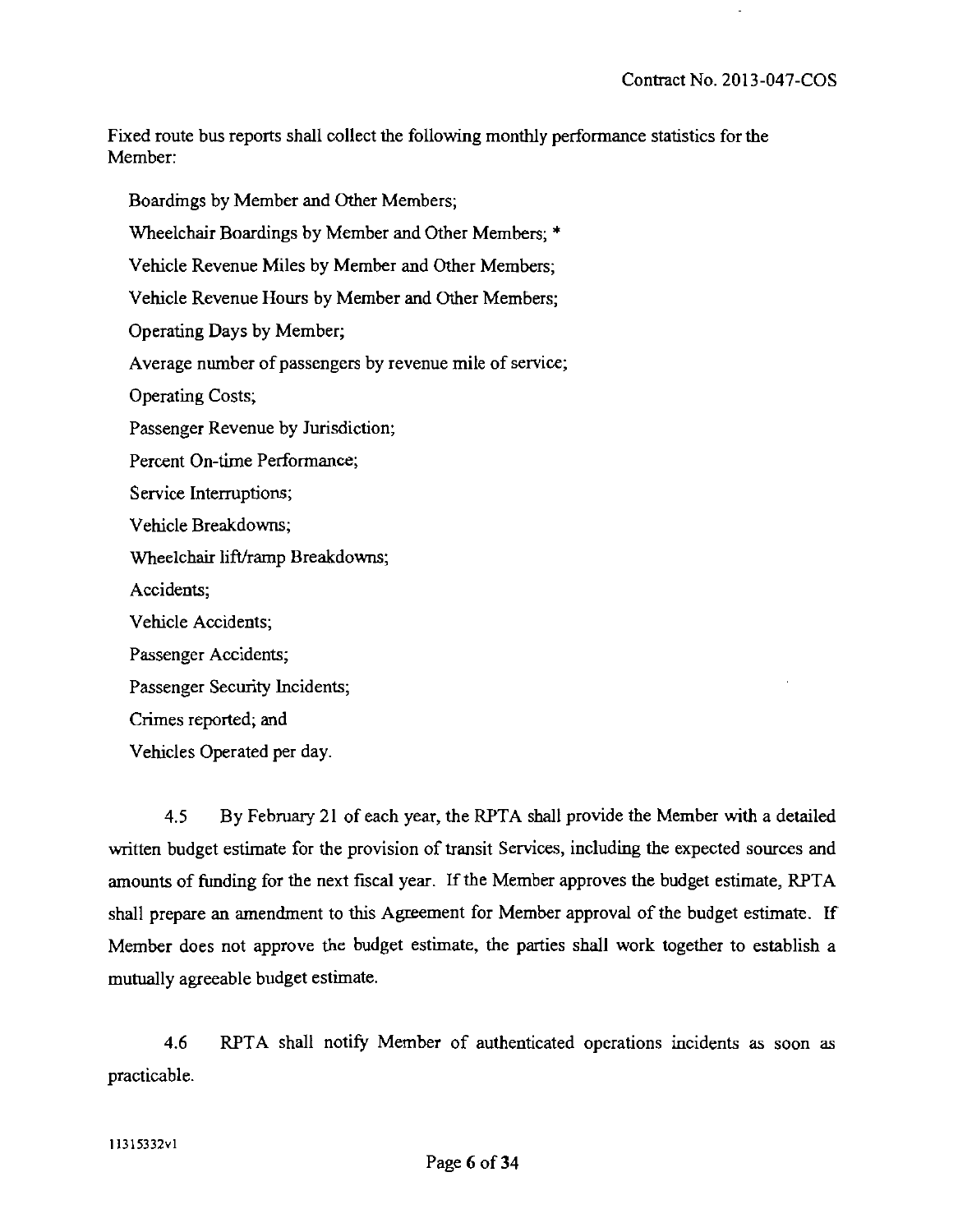Fixed route bus reports shall collect the following monthly performance statistics for the Member:

Boardings by Member and Other Members;

Wheelchair Boardings by Member and Other Members; *

Vehicle Revenue Miles by Member and Other Members;

Vehicle Revenue Hours by Member and Other Members;

Operating Days by Member;

Average number of passengers by revenue mile of service;

Operating Costs;

Passenger Revenue by Jurisdiction;

Percent On-time Performance;

Service Interruptions;

Vehicle Breakdowns;

Wheelchair lift/ramp Breakdowns;

Accidents;

Vehicle Accidents;

Passenger Accidents;

Passenger Security Incidents;

Crimes reported; and

Vehicles Operated per day.

4.5 By February 21 of each year, the RPTA shall provide the Member with a detailed written budget estimate for the provision of transit Services, including the expected sources and amounts of funding for the next fiscal year. If the Member approves the budget estimate, RPTA shall prepare an amendment to this Agreement for Member approval of the budget estimate. If Member does not approve the budget estimate, the parties shall work together to establish a mutually agreeable budget estimate.

4.6 RPTA shall notify Member of authenticated operations incidents as soon as practicable.

11315332v1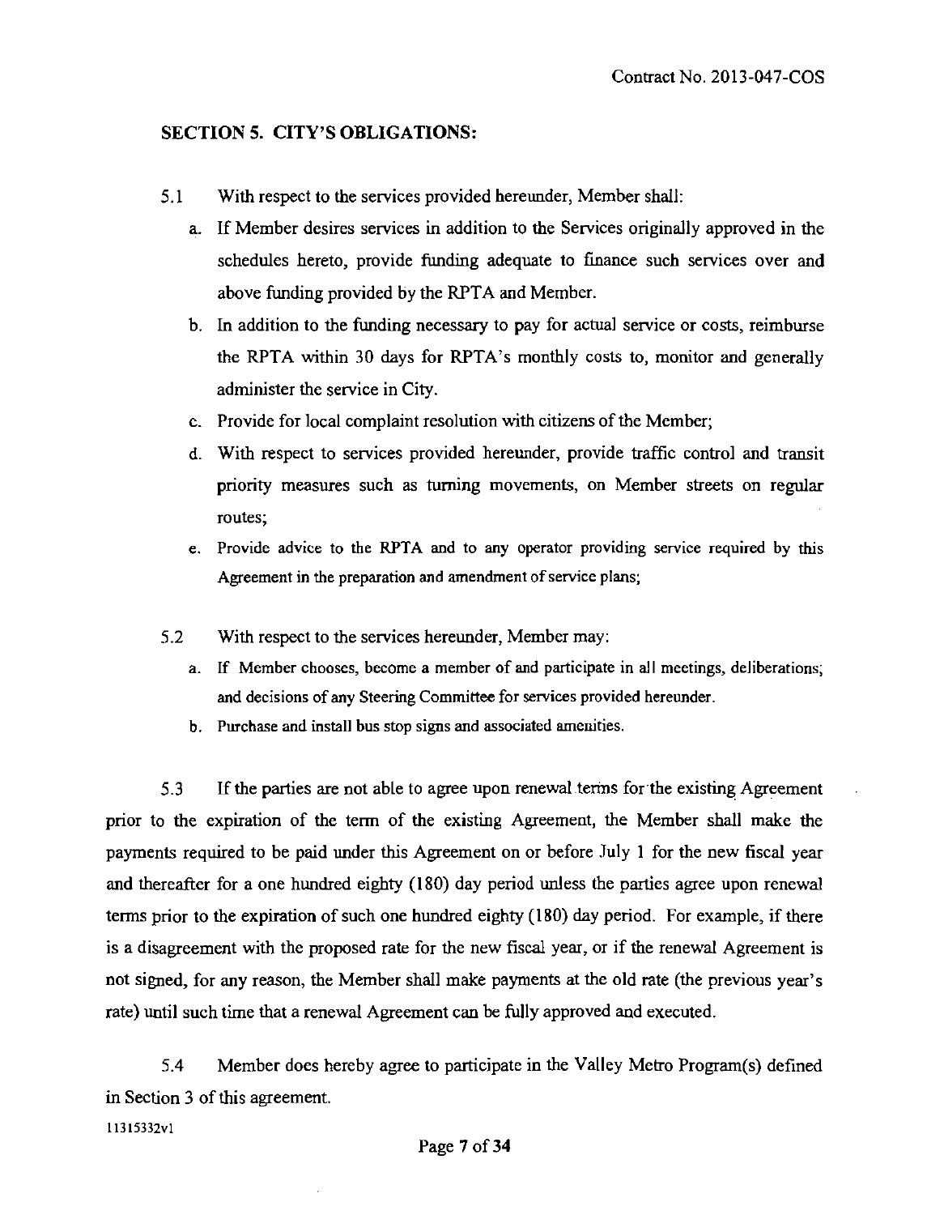## SECTION 5. CITY'S OBLIGATIONS:

5.1 With respect to the services provided hereunder, Member shall:

a. If Member desires services in addition to the Services originally approved in the schedules hereto, provide funding adequate to finance such services over and above funding provided by the RPTA and Member.

b. In addition to the funding necessary to pay for actual service or costs, reimburse the RPTA within 30 days for RPTA's monthly costs to, monitor and generally administer the service in City.

c. Provide for local complaint resolution with citizens of the Member;

d. With respect to services provided hereunder, provide traffic control and transit priority measures such as turning movements, on Member streets on regular routes;

e. Provide advice to the RPTA and to any operator providing service required by this Agreement in the preparation and amendment of service plans;

5.2 With respect to the services hereunder, Member may:

a. If Member chooses, become a member of and participate in all meetings, deliberations, and decisions of any Steering Committee for services provided hereunder.

b. Purchase and install bus stop signs and associated amenities.

5.3 If the parties are not able to agree upon renewal terms for the existing Agreement prior to the expiration of the term of the existing Agreement, the Member shall make the payments required to be paid under this Agreement on or before July 1 for the new fiscal year and thereafter for a one hundred eighty (180) day period unless the parties agree upon renewal terms prior to the expiration of such one hundred eighty (180) day period. For example, if there is a disagreement with the proposed rate for the new fiscal year, or if the renewal Agreement is not signed, for any reason, the Member shall make payments at the old rate (the previous year's rate) until such time that a renewal Agreement can be fully approved and executed.

5.4 Member does hereby agree to participate in the Valley Metro Program(s) defined in Section 3 of this agreement.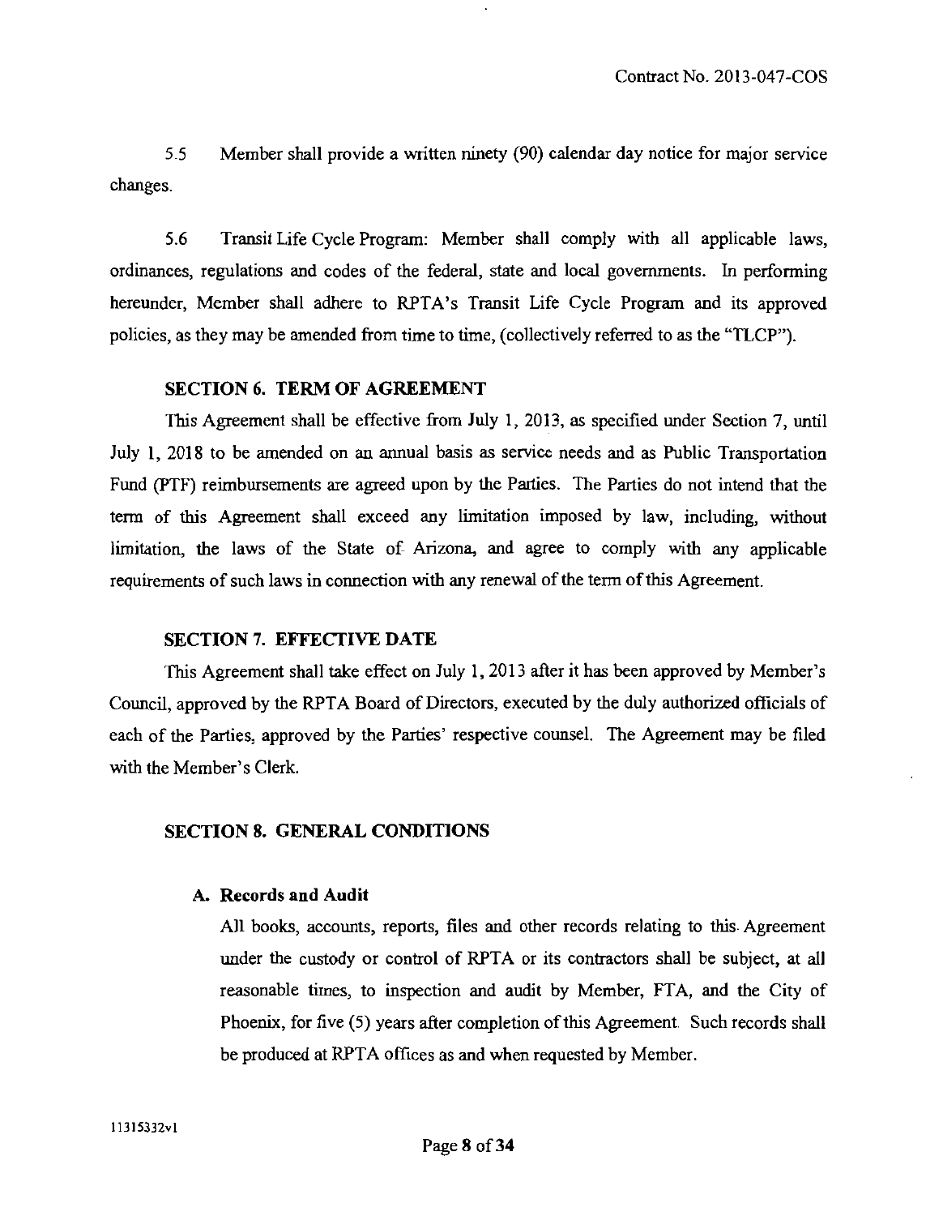5.5 Member shall provide a written ninety (90) calendar day notice for major service changes.

5.6 Transit Life Cycle Program: Member shall comply with all applicable laws, ordinances, regulations and codes of the federal, state and local governments. In performing hereunder, Member shall adhere to RPTA's Transit Life Cycle Program and its approved policies, as they may be amended from time to time, (collectively referred to as the "TLCP").

## SECTION 6. TERM OF AGREEMENT

This Agreement shall be effective from July 1, 2013, as specified under Section 7, until July 1, 2018 to be amended on an annual basis as service needs and as Public Transportation Fund (PTF) reimbursements are agreed upon by the Parties. The Parties do not intend that the term of this Agreement shall exceed any limitation imposed by law, including, without limitation, the laws of the State of Arizona, and agree to comply with any applicable requirements of such laws in connection with any renewal of the term of this Agreement.

## SECTION 7. EFFECTIVE DATE

This Agreement shall take effect on July 1, 2013 after it has been approved by Member's Council, approved by the RPTA Board of Directors, executed by the duly authorized officials of each of the Parties, approved by the Parties' respective counsel. The Agreement may be filed with the Member's Clerk.

## SECTION 8. GENERAL CONDITIONS

### A. Records and Audit

All books, accounts, reports, files and other records relating to this Agreement under the custody or control of RPTA or its contractors shall be subject, at all reasonable times, to inspection and audit by Member, FTA, and the City of Phoenix, for five (5) years after completion of this Agreement. Such records shall be produced at RPTA offices as and when requested by Member.

11315332v1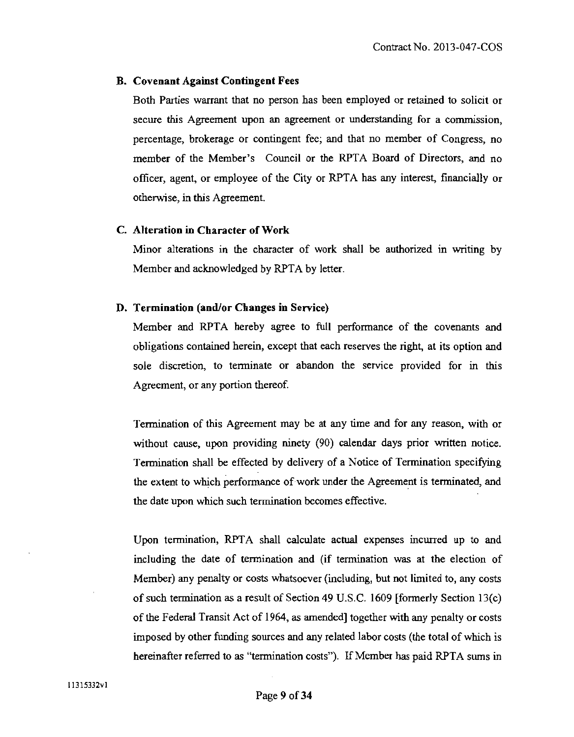### B. Covenant Against Contingent Fees

Both Parties warrant that no person has been employed or retained to solicit or secure this Agreement upon an agreement or understanding for a commission, percentage, brokerage or contingent fee; and that no member of Congress, no member of the Member's Council or the RPTA Board of Directors, and no officer, agent, or employee of the City or RPTA has any interest, financially or otherwise, in this Agreement.

### C. Alteration in Character of Work

Minor alterations in the character of work shall be authorized in writing by Member and acknowledged by RPTA by letter.

### D. Termination (and/or Changes in Service)

Member and RPTA hereby agree to full performance of the covenants and obligations contained herein, except that each reserves the right, at its option and sole discretion, to terminate or abandon the service provided for in this Agreement, or any portion thereof.

Termination of this Agreement may be at any time and for any reason, with or without cause, upon providing ninety (90) calendar days prior written notice. Termination shall be effected by delivery of a Notice of Termination specifying the extent to which performance of work under the Agreement is terminated, and the date upon which such termination becomes effective.

Upon termination, RPTA shall calculate actual expenses incurred up to and including the date of termination and (if termination was at the election of Member) any penalty or costs whatsoever (including, but not limited to, any costs of such termination as a result of Section 49 U.S.C. 1609 [formerly Section 13(c) of the Federal Transit Act of 1964, as amended] together with any penalty or costs imposed by other funding sources and any related labor costs (the total of which is hereinafter referred to as "termination costs"). If Member has paid RPTA sums in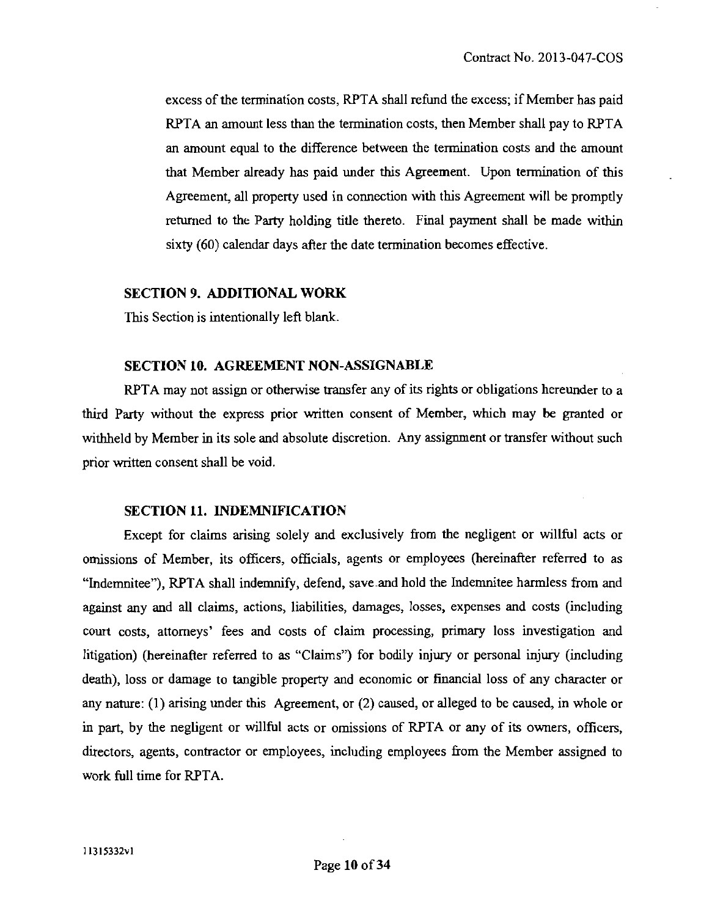excess of the termination costs, RPTA shall refund the excess; if Member has paid RPTA an amount less than the termination costs, then Member shall pay to RPTA an amount equal to the difference between the termination costs and the amount that Member already has paid under this Agreement. Upon termination of this Agreement, all property used in connection with this Agreement will be promptly returned to the Party holding title thereto. Final payment shall be made within sixty (60) calendar days after the date termination becomes effective.

## SECTION 9. ADDITIONAL WORK

This Section is intentionally left blank.

## SECTION 10. AGREEMENT NON-ASSIGNABLE

RPTA may not assign or otherwise transfer any of its rights or obligations hereunder to a third Party without the express prior written consent of Member, which may be granted or withheld by Member in its sole and absolute discretion. Any assignment or transfer without such prior written consent shall be void.

## SECTION 11. INDEMNIFICATION

Except for claims arising solely and exclusively from the negligent or willful acts or omissions of Member, its officers, officials, agents or employees (hereinafter referred to as "Indemnitee"), RPTA shall indemnify, defend, save and hold the Indemnitee harmless from and against any and all claims, actions, liabilities, damages, losses, expenses and costs (including court costs, attorneys' fees and costs of claim processing, primary loss investigation and litigation) (hereinafter referred to as "Claims") for bodily injury or personal injury (including death), loss or damage to tangible property and economic or financial loss of any character or any nature: (1) arising under this Agreement, or (2) caused, or alleged to be caused, in whole or in part, by the negligent or willful acts or omissions of RPTA or any of its owners, officers, directors, agents, contractor or employees, including employees from the Member assigned to work full time for RPTA.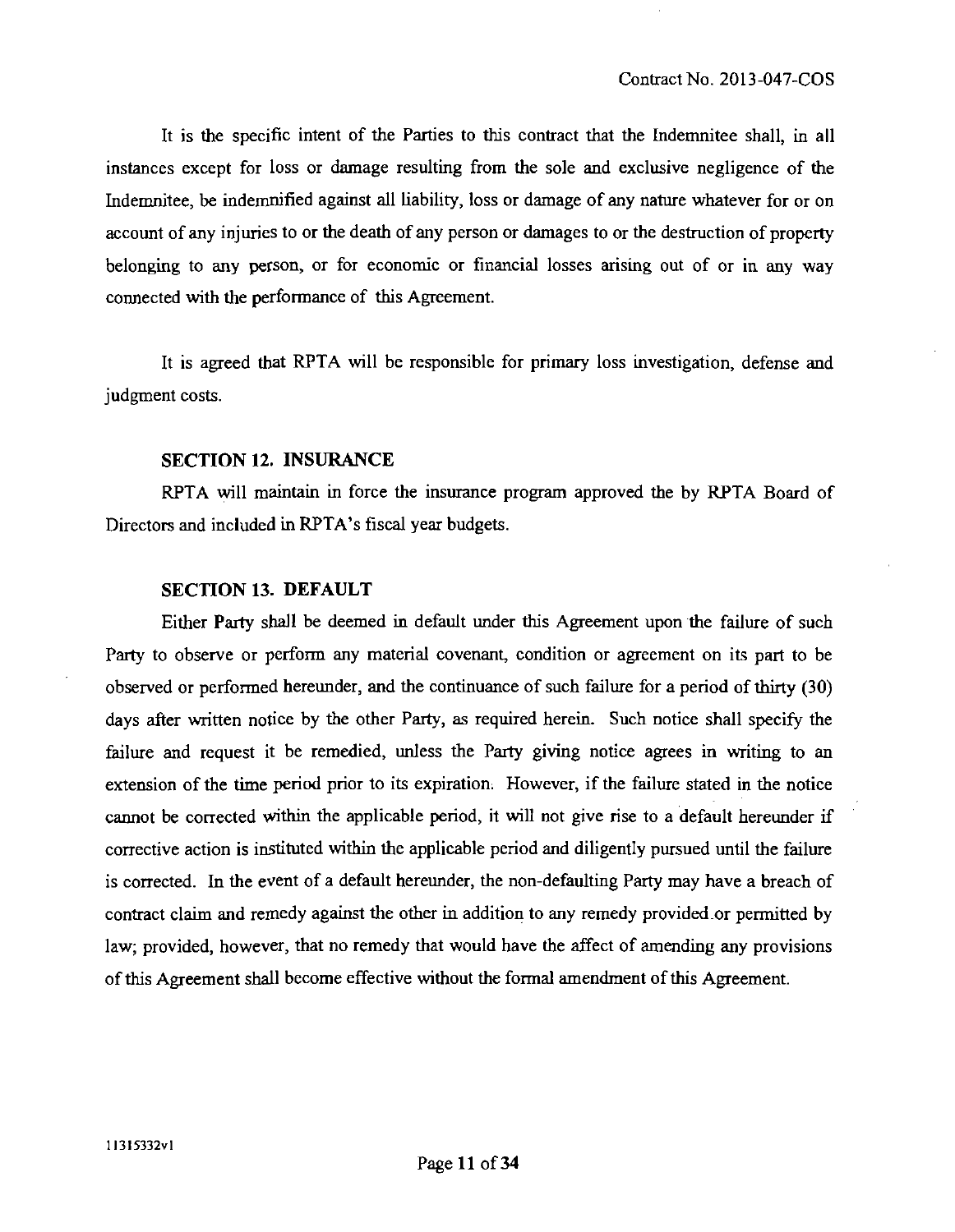It is the specific intent of the Parties to this contract that the Indemnitee shall, in all instances except for loss or damage resulting from the sole and exclusive negligence of the Indemnitee, be indemnified against all liability, loss or damage of any nature whatever for or on account of any injuries to or the death of any person or damages to or the destruction of property belonging to any person, or for economic or financial losses arising out of or in any way connected with the performance of this Agreement.

It is agreed that RPTA will be responsible for primary loss investigation, defense and judgment costs.

### SECTION 12. INSURANCE

RPTA will maintain in force the insurance program approved the by RPTA Board of Directors and included in RPTA's fiscal year budgets.

### SECTION 13. DEFAULT

Either Party shall be deemed in default under this Agreement upon the failure of such Party to observe or perform any material covenant, condition or agreement on its part to be observed or performed hereunder, and the continuance of such failure for a period of thirty (30) days after written notice by the other Party, as required herein. Such notice shall specify the failure and request it be remedied, unless the Party giving notice agrees in writing to an extension of the time period prior to its expiration. However, if the failure stated in the notice cannot be corrected within the applicable period, it will not give rise to a default hereunder if corrective action is instituted within the applicable period and diligently pursued until the failure is corrected. In the event of a default hereunder, the non-defaulting Party may have a breach of contract claim and remedy against the other in addition to any remedy provided or permitted by law; provided, however, that no remedy that would have the affect of amending any provisions of this Agreement shall become effective without the formal amendment of this Agreement.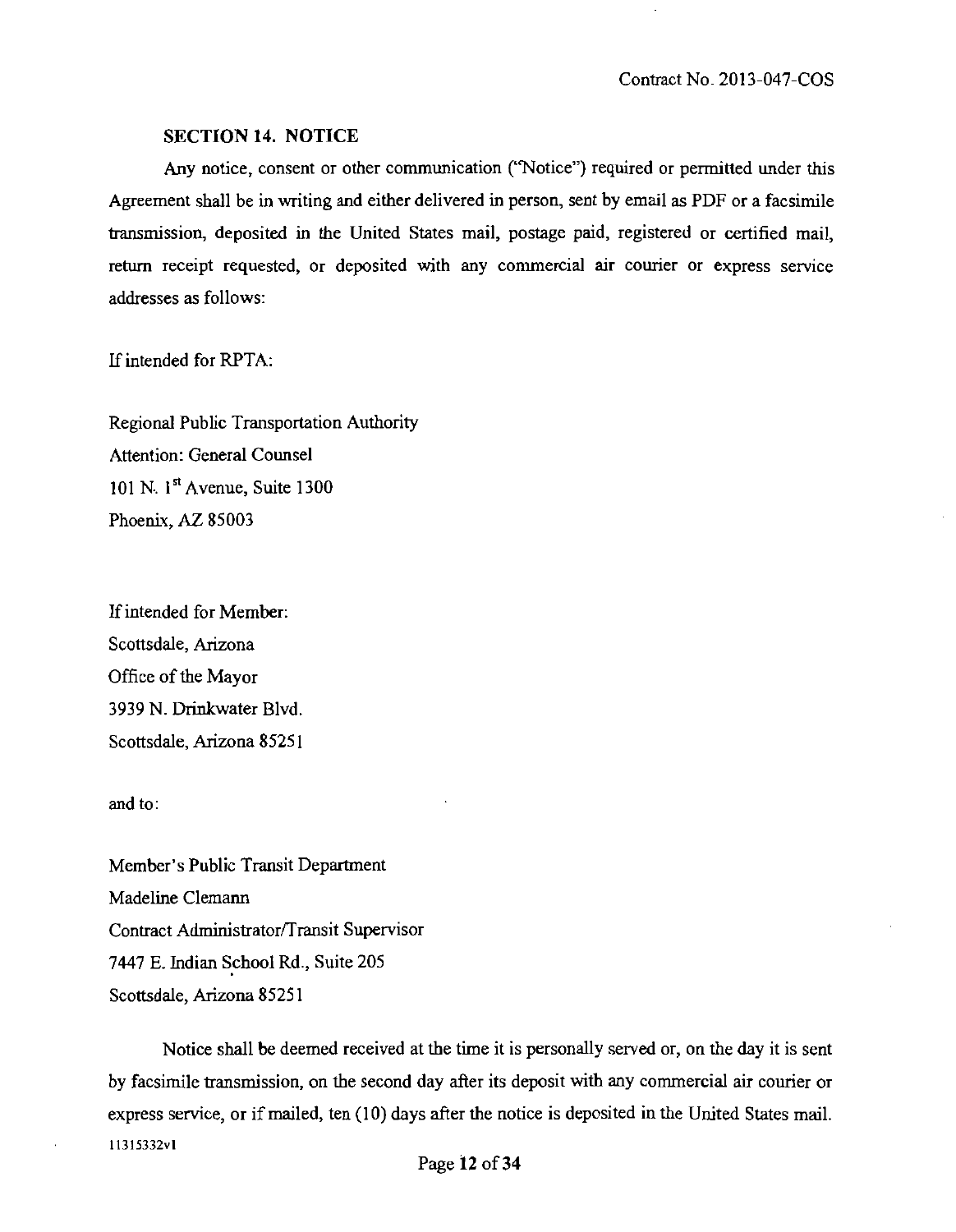## SECTION 14. NOTICE

Any notice, consent or other communication ("Notice") required or permitted under this Agreement shall be in writing and either delivered in person, sent by email as PDF or a facsimile transmission, deposited in the United States mail, postage paid, registered or certified mail, return receipt requested, or deposited with any commercial air courier or express service addresses as follows:

If intended for RPTA:

Regional Public Transportation Authority
Attention: General Counsel
101 N. 1st Avenue, Suite 1300
Phoenix, AZ 85003

If intended for Member:
Scottsdale, Arizona
Office of the Mayor
3939 N. Drinkwater Blvd.
Scottsdale, Arizona 85251

and to:

Member's Public Transit Department
Madeline Clemann
Contract Administrator/Transit Supervisor
7447 E. Indian School Rd., Suite 205
Scottsdale, Arizona 85251

Notice shall be deemed received at the time it is personally served or, on the day it is sent by facsimile transmission, on the second day after its deposit with any commercial air courier or express service, or if mailed, ten (10) days after the notice is deposited in the United States mail.

11315332v1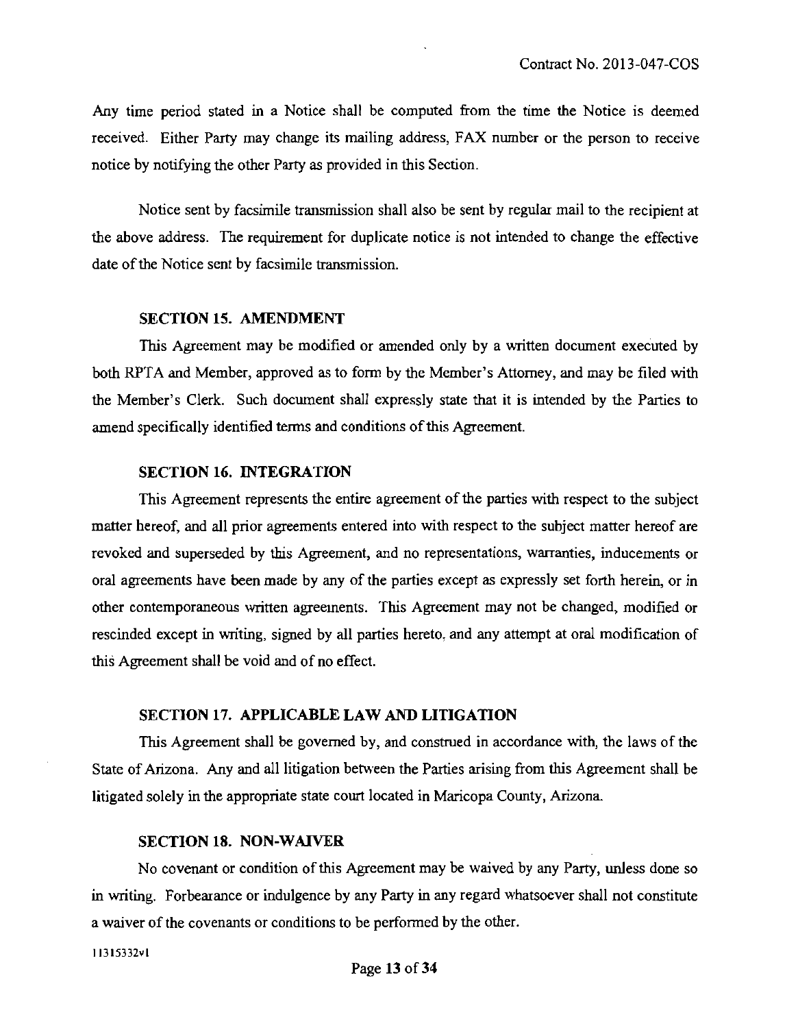Any time period stated in a Notice shall be computed from the time the Notice is deemed received. Either Party may change its mailing address, FAX number or the person to receive notice by notifying the other Party as provided in this Section.

Notice sent by facsimile transmission shall also be sent by regular mail to the recipient at the above address. The requirement for duplicate notice is not intended to change the effective date of the Notice sent by facsimile transmission.

### SECTION 15. AMENDMENT

This Agreement may be modified or amended only by a written document executed by both RPTA and Member, approved as to form by the Member's Attorney, and may be filed with the Member's Clerk. Such document shall expressly state that it is intended by the Parties to amend specifically identified terms and conditions of this Agreement.

### SECTION 16. INTEGRATION

This Agreement represents the entire agreement of the parties with respect to the subject matter hereof, and all prior agreements entered into with respect to the subject matter hereof are revoked and superseded by this Agreement, and no representations, warranties, inducements or oral agreements have been made by any of the parties except as expressly set forth herein, or in other contemporaneous written agreements. This Agreement may not be changed, modified or rescinded except in writing, signed by all parties hereto, and any attempt at oral modification of this Agreement shall be void and of no effect.

### SECTION 17. APPLICABLE LAW AND LITIGATION

This Agreement shall be governed by, and construed in accordance with, the laws of the State of Arizona. Any and all litigation between the Parties arising from this Agreement shall be litigated solely in the appropriate state court located in Maricopa County, Arizona.

### SECTION 18. NON-WAIVER

No covenant or condition of this Agreement may be waived by any Party, unless done so in writing. Forbearance or indulgence by any Party in any regard whatsoever shall not constitute a waiver of the covenants or conditions to be performed by the other.

11315332v1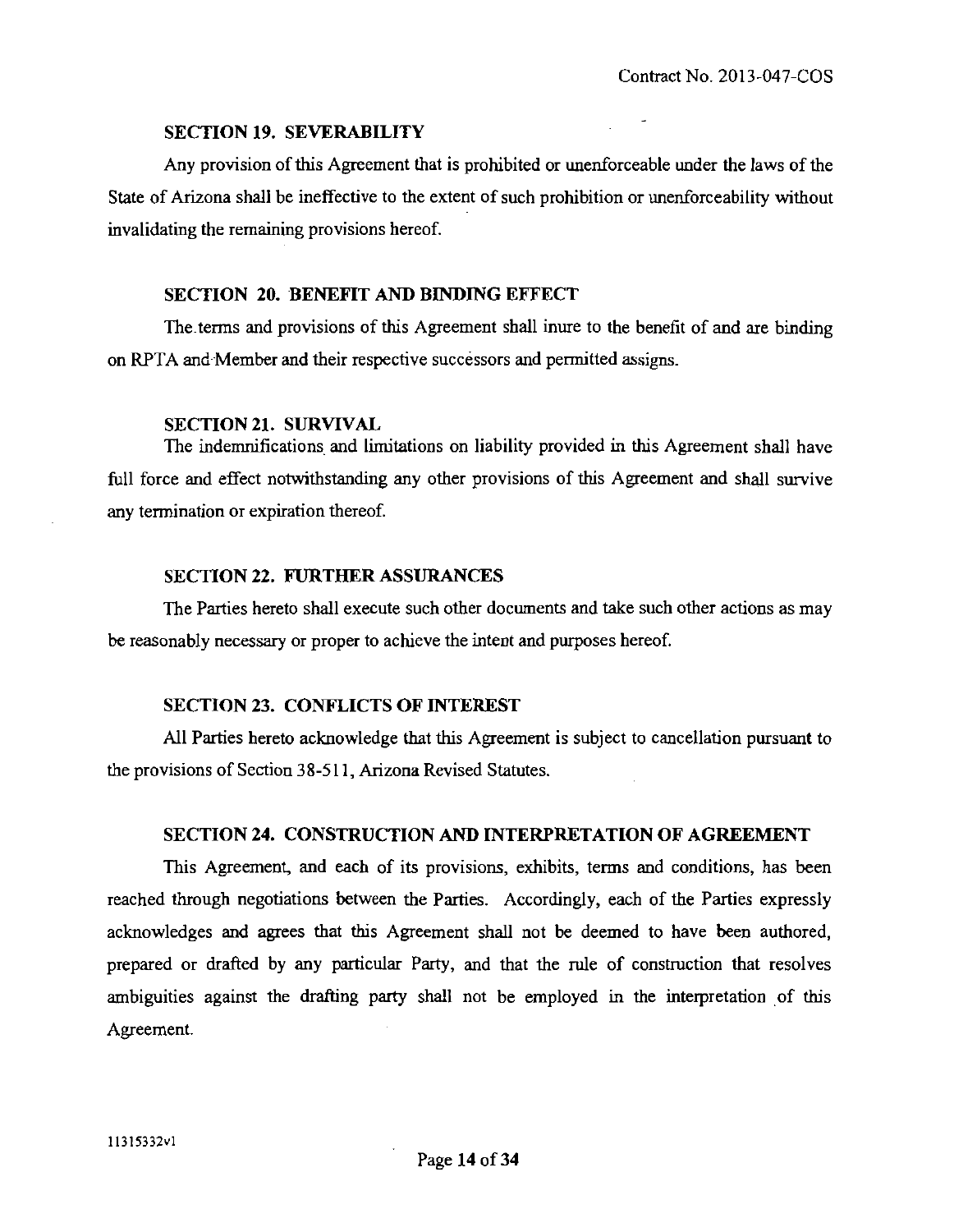### SECTION 19. SEVERABILITY

Any provision of this Agreement that is prohibited or unenforceable under the laws of the State of Arizona shall be ineffective to the extent of such prohibition or unenforceability without invalidating the remaining provisions hereof.

### SECTION 20. BENEFIT AND BINDING EFFECT

The terms and provisions of this Agreement shall inure to the benefit of and are binding on RPTA and Member and their respective successors and permitted assigns.

### SECTION 21. SURVIVAL

The indemnifications and limitations on liability provided in this Agreement shall have full force and effect notwithstanding any other provisions of this Agreement and shall survive any termination or expiration thereof.

### SECTION 22. FURTHER ASSURANCES

The Parties hereto shall execute such other documents and take such other actions as may be reasonably necessary or proper to achieve the intent and purposes hereof.

### SECTION 23. CONFLICTS OF INTEREST

All Parties hereto acknowledge that this Agreement is subject to cancellation pursuant to the provisions of Section 38-511, Arizona Revised Statutes.

### SECTION 24. CONSTRUCTION AND INTERPRETATION OF AGREEMENT

This Agreement, and each of its provisions, exhibits, terms and conditions, has been reached through negotiations between the Parties. Accordingly, each of the Parties expressly acknowledges and agrees that this Agreement shall not be deemed to have been authored, prepared or drafted by any particular Party, and that the rule of construction that resolves ambiguities against the drafting party shall not be employed in the interpretation of this Agreement.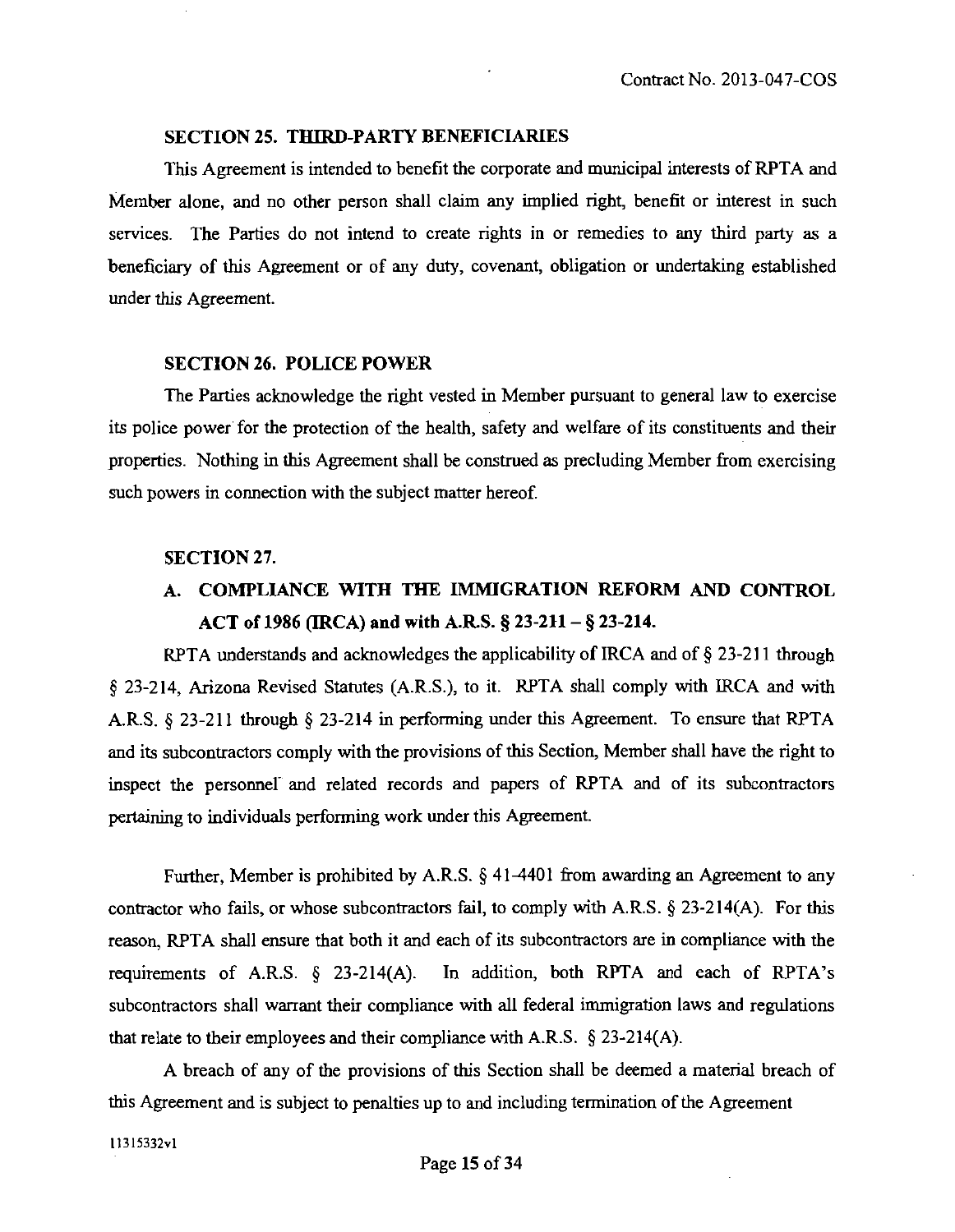### SECTION 25. THIRD-PARTY BENEFICIARIES

This Agreement is intended to benefit the corporate and municipal interests of RPTA and Member alone, and no other person shall claim any implied right, benefit or interest in such services. The Parties do not intend to create rights in or remedies to any third party as a beneficiary of this Agreement or of any duty, covenant, obligation or undertaking established under this Agreement.

### SECTION 26. POLICE POWER

The Parties acknowledge the right vested in Member pursuant to general law to exercise its police power for the protection of the health, safety and welfare of its constituents and their properties. Nothing in this Agreement shall be construed as precluding Member from exercising such powers in connection with the subject matter hereof.

### SECTION 27.

#### A. COMPLIANCE WITH THE IMMIGRATION REFORM AND CONTROL ACT of 1986 (IRCA) and with A.R.S. § 23-211 – § 23-214.

RPTA understands and acknowledges the applicability of IRCA and of § 23-211 through § 23-214, Arizona Revised Statutes (A.R.S.), to it. RPTA shall comply with IRCA and with A.R.S. § 23-211 through § 23-214 in performing under this Agreement. To ensure that RPTA and its subcontractors comply with the provisions of this Section, Member shall have the right to inspect the personnel and related records and papers of RPTA and of its subcontractors pertaining to individuals performing work under this Agreement.

Further, Member is prohibited by A.R.S. § 41-4401 from awarding an Agreement to any contractor who fails, or whose subcontractors fail, to comply with A.R.S. § 23-214(A). For this reason, RPTA shall ensure that both it and each of its subcontractors are in compliance with the requirements of A.R.S. § 23-214(A). In addition, both RPTA and each of RPTA's subcontractors shall warrant their compliance with all federal immigration laws and regulations that relate to their employees and their compliance with A.R.S. § 23-214(A).

A breach of any of the provisions of this Section shall be deemed a material breach of this Agreement and is subject to penalties up to and including termination of the Agreement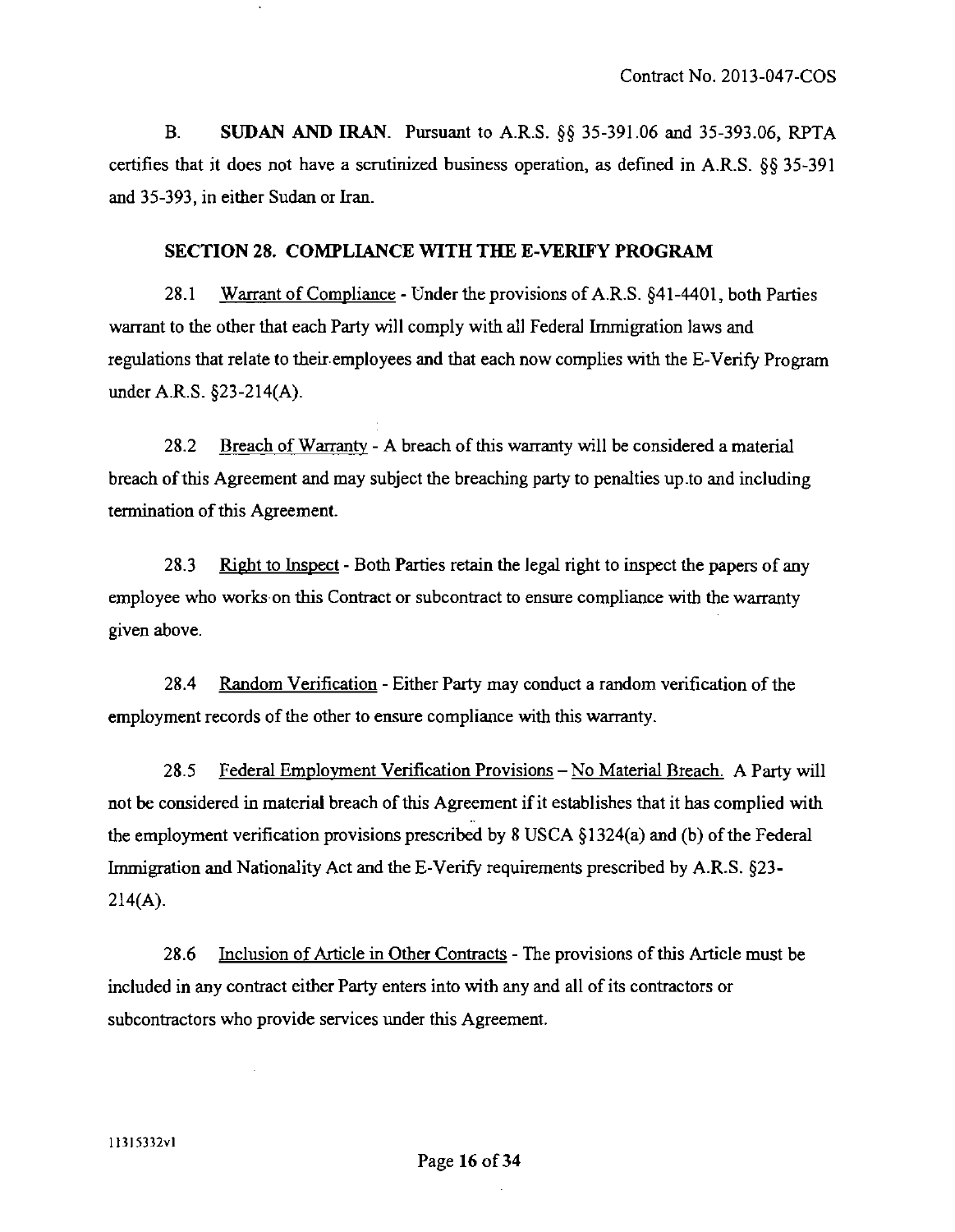B. **SUDAN AND IRAN**. Pursuant to A.R.S. §§ 35-391.06 and 35-393.06, RPTA certifies that it does not have a scrutinized business operation, as defined in A.R.S. §§ 35-391 and 35-393, in either Sudan or Iran.

## SECTION 28. COMPLIANCE WITH THE E-VERIFY PROGRAM

28.1 Warrant of Compliance - Under the provisions of A.R.S. §41-4401, both Parties warrant to the other that each Party will comply with all Federal Immigration laws and regulations that relate to their employees and that each now complies with the E-Verify Program under A.R.S. §23-214(A).

28.2 Breach of Warranty - A breach of this warranty will be considered a material breach of this Agreement and may subject the breaching party to penalties up to and including termination of this Agreement.

28.3 Right to Inspect - Both Parties retain the legal right to inspect the papers of any employee who works on this Contract or subcontract to ensure compliance with the warranty given above.

28.4 Random Verification - Either Party may conduct a random verification of the employment records of the other to ensure compliance with this warranty.

28.5 Federal Employment Verification Provisions – No Material Breach. A Party will not be considered in material breach of this Agreement if it establishes that it has complied with the employment verification provisions prescribed by 8 USCA §1324(a) and (b) of the Federal Immigration and Nationality Act and the E-Verify requirements prescribed by A.R.S. §23-214(A).

28.6 Inclusion of Article in Other Contracts - The provisions of this Article must be included in any contract either Party enters into with any and all of its contractors or subcontractors who provide services under this Agreement.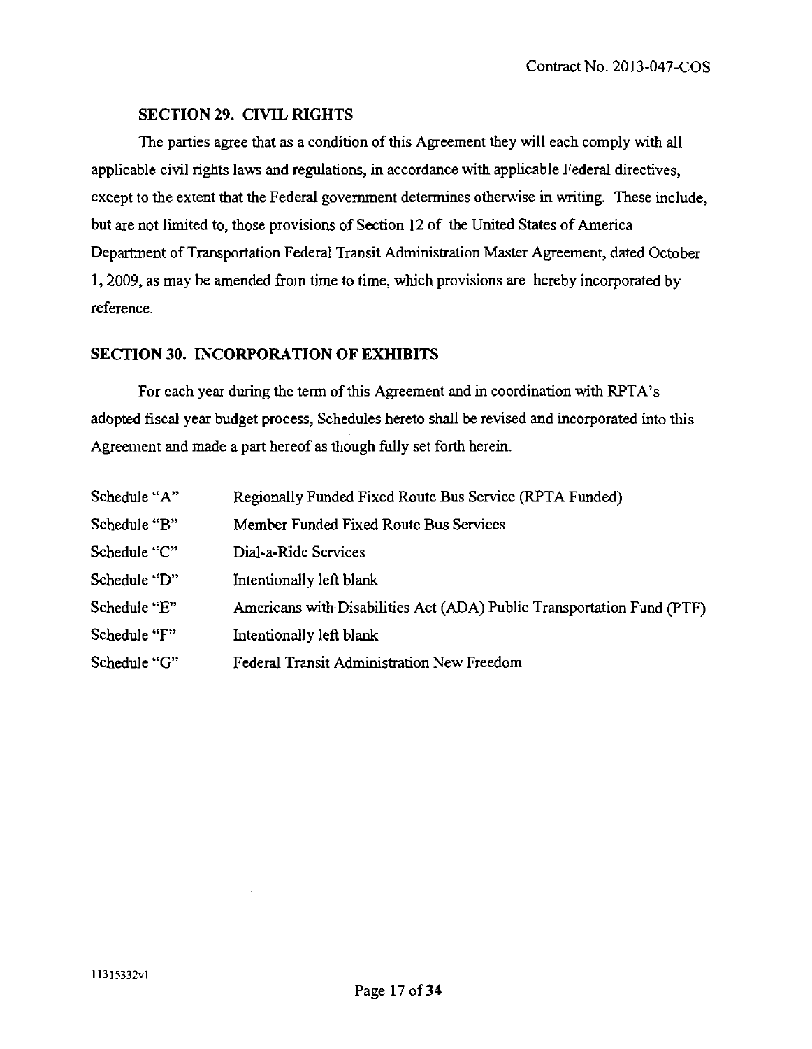## SECTION 29. CIVIL RIGHTS

The parties agree that as a condition of this Agreement they will each comply with all applicable civil rights laws and regulations, in accordance with applicable Federal directives, except to the extent that the Federal government determines otherwise in writing. These include, but are not limited to, those provisions of Section 12 of the United States of America Department of Transportation Federal Transit Administration Master Agreement, dated October 1, 2009, as may be amended from time to time, which provisions are hereby incorporated by reference.

## SECTION 30. INCORPORATION OF EXHIBITS

For each year during the term of this Agreement and in coordination with RPTA's adopted fiscal year budget process, Schedules hereto shall be revised and incorporated into this Agreement and made a part hereof as though fully set forth herein.

| | |
|---|---|
| Schedule "A" | Regionally Funded Fixed Route Bus Service (RPTA Funded) |
| Schedule "B" | Member Funded Fixed Route Bus Services |
| Schedule "C" | Dial-a-Ride Services |
| Schedule "D" | Intentionally left blank |
| Schedule "E" | Americans with Disabilities Act (ADA) Public Transportation Fund (PTF) |
| Schedule "F" | Intentionally left blank |
| Schedule "G" | Federal Transit Administration New Freedom |

11315332v1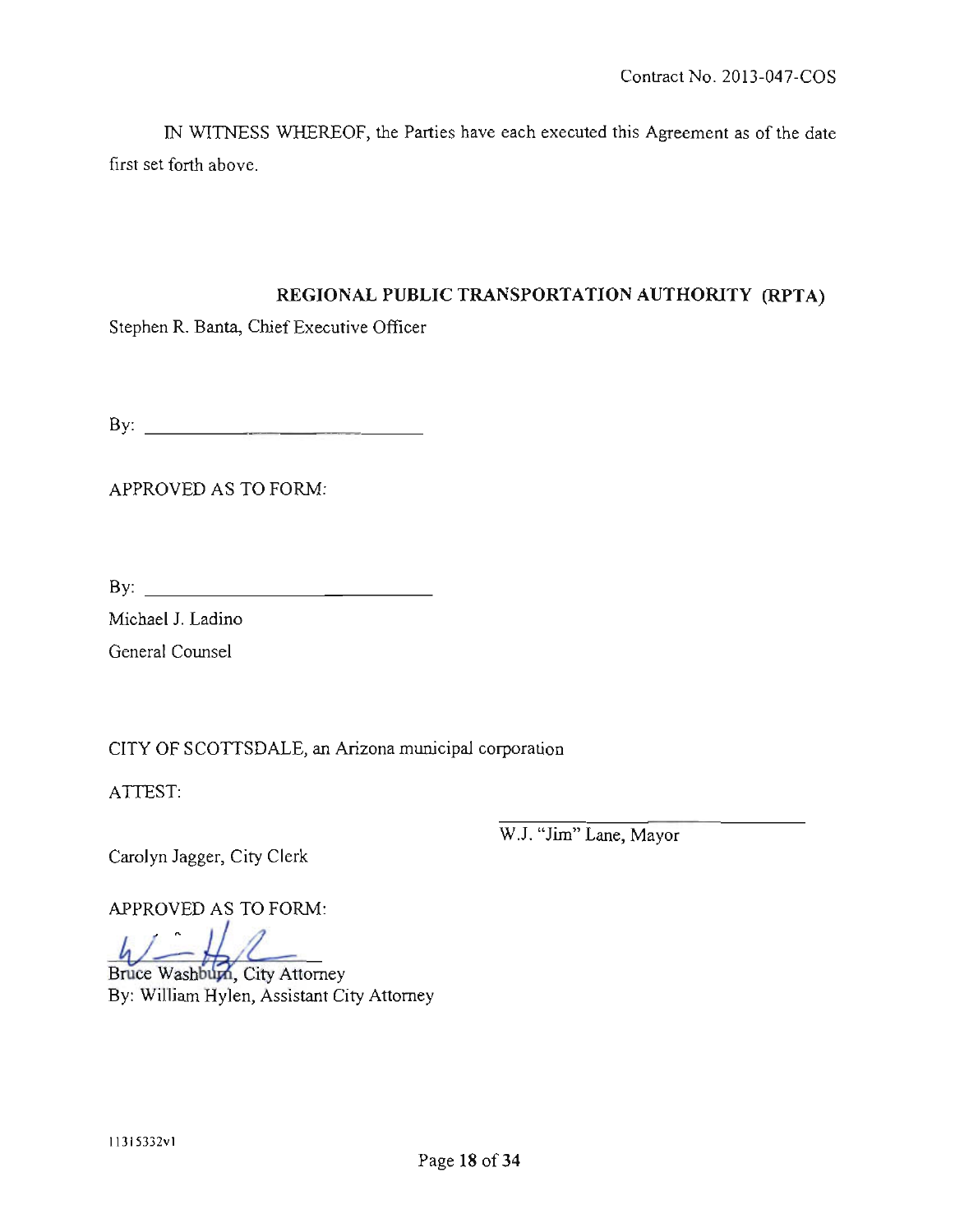Contract No. 2013-047-COS

IN WITNESS WHEREOF, the Parties have each executed this Agreement as of the date first set forth above.

**REGIONAL PUBLIC TRANSPORTATION AUTHORITY (RPTA)**

Stephen R. Banta, Chief Executive Officer

By: ______________________________

APPROVED AS TO FORM:

By: ______________________________

Michael J. Ladino

General Counsel

CITY OF SCOTTSDALE, an Arizona municipal corporation

ATTEST:

______________________________

W.J. "Jim" Lane, Mayor

Carolyn Jagger, City Clerk

APPROVED AS TO FORM:

Bruce Washburn, City Attorney

By: William Hylen, Assistant City Attorney

11315332v1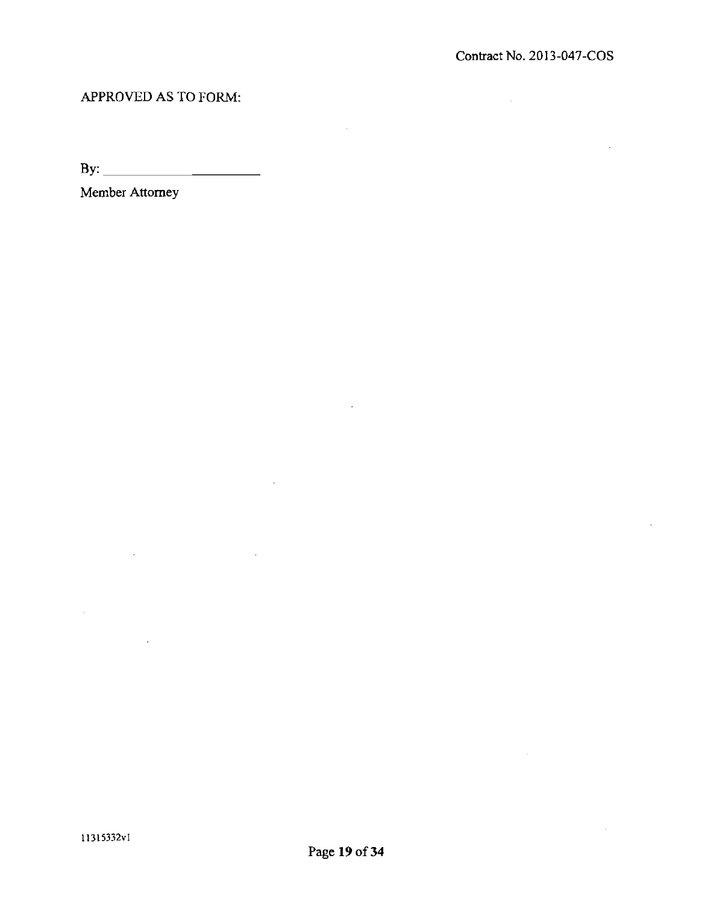APPROVED AS TO FORM:

By: ______________________

Member Attorney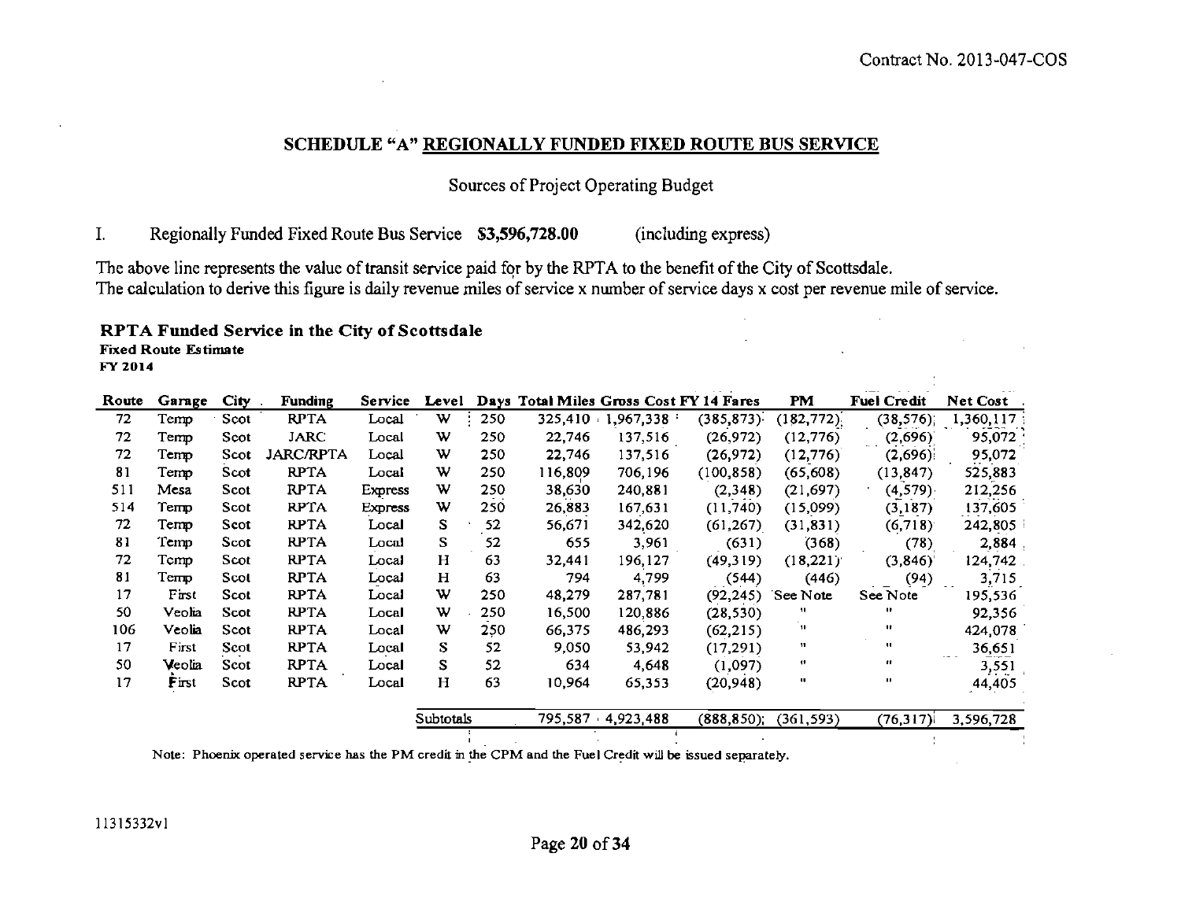Contract No. 2013-047-COS

## SCHEDULE "A" REGIONALLY FUNDED FIXED ROUTE BUS SERVICE

Sources of Project Operating Budget

I. Regionally Funded Fixed Route Bus Service **$3,596,728.00** (including express)

The above line represents the value of transit service paid for by the RPTA to the benefit of the City of Scottsdale.
The calculation to derive this figure is daily revenue miles of service x number of service days x cost per revenue mile of service.

**RPTA Funded Service in the City of Scottsdale**
**Fixed Route Estimate**
**FY 2014**

| Route | Garage | City | Funding | Service | Level | Days | Total Miles | Gross Cost | FY 14 Fares | PM | Fuel Credit | Net Cost |
|---|---|---|---|---|---|---|---|---|---|---|---|---|
| 72 | Temp | Scot | RPTA | Local | W | 250 | 325,410 | 1,967,338 | (385,873) | (182,772) | (38,576) | 1,360,117 |
| 72 | Temp | Scot | JARC | Local | W | 250 | 22,746 | 137,516 | (26,972) | (12,776) | (2,696) | 95,072 |
| 72 | Temp | Scot | JARC/RPTA | Local | W | 250 | 22,746 | 137,516 | (26,972) | (12,776) | (2,696) | 95,072 |
| 81 | Temp | Scot | RPTA | Local | W | 250 | 116,809 | 706,196 | (100,858) | (65,608) | (13,847) | 525,883 |
| 511 | Mesa | Scot | RPTA | Express | W | 250 | 38,630 | 240,881 | (2,348) | (21,697) | (4,579) | 212,256 |
| 514 | Temp | Scot | RPTA | Express | W | 250 | 26,883 | 167,631 | (11,740) | (15,099) | (3,187) | 137,605 |
| 72 | Temp | Scot | RPTA | Local | S | 52 | 56,671 | 342,620 | (61,267) | (31,831) | (6,718) | 242,805 |
| 81 | Temp | Scot | RPTA | Local | S | 52 | 655 | 3,961 | (631) | (368) | (78) | 2,884 |
| 72 | Temp | Scot | RPTA | Local | H | 63 | 32,441 | 196,127 | (49,319) | (18,221) | (3,846) | 124,742 |
| 81 | Temp | Scot | RPTA | Local | H | 63 | 794 | 4,799 | (544) | (446) | (94) | 3,715 |
| 17 | First | Scot | RPTA | Local | W | 250 | 48,279 | 287,781 | (92,245) | See Note | See Note | 195,536 |
| 50 | Veolia | Scot | RPTA | Local | W | 250 | 16,500 | 120,886 | (28,530) | " | " | 92,356 |
| 106 | Veolia | Scot | RPTA | Local | W | 250 | 66,375 | 486,293 | (62,215) | " | " | 424,078 |
| 17 | First | Scot | RPTA | Local | S | 52 | 9,050 | 53,942 | (17,291) | " | " | 36,651 |
| 50 | Veolia | Scot | RPTA | Local | S | 52 | 634 | 4,648 | (1,097) | " | " | 3,551 |
| 17 | First | Scot | RPTA | Local | H | 63 | 10,964 | 65,353 | (20,948) | " | " | 44,405 |
| | | | | | Subtotals | | 795,587 | 4,923,488 | (888,850) | (361,593) | (76,317) | 3,596,728 |

Note: Phoenix operated service has the PM credit in the CPM and the Fuel Credit will be issued separately.

11315332v1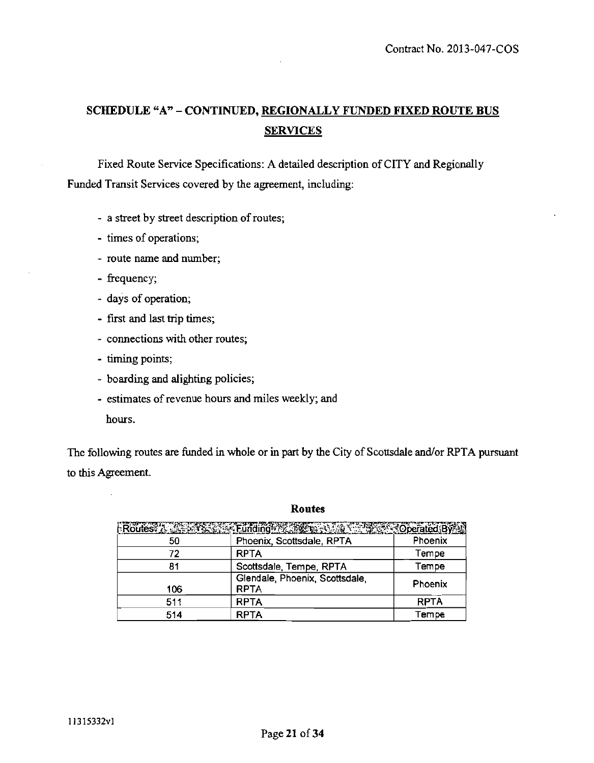## SCHEDULE "A" – CONTINUED, REGIONALLY FUNDED FIXED ROUTE BUS SERVICES

Fixed Route Service Specifications: A detailed description of CITY and Regionally Funded Transit Services covered by the agreement, including:

- a street by street description of routes;
- times of operations;
- route name and number;
- frequency;
- days of operation;
- first and last trip times;
- connections with other routes;
- timing points;
- boarding and alighting policies;
- estimates of revenue hours and miles weekly; and
  hours.

The following routes are funded in whole or in part by the City of Scottsdale and/or RPTA pursuant to this Agreement.

**Routes**

| Routes | Funding | Operated By |
|---|---|---|
| 50 | Phoenix, Scottsdale, RPTA | Phoenix |
| 72 | RPTA | Tempe |
| 81 | Scottsdale, Tempe, RPTA | Tempe |
| 106 | Glendale, Phoenix, Scottsdale, RPTA | Phoenix |
| 511 | RPTA | RPTA |
| 514 | RPTA | Tempe |

11315332v1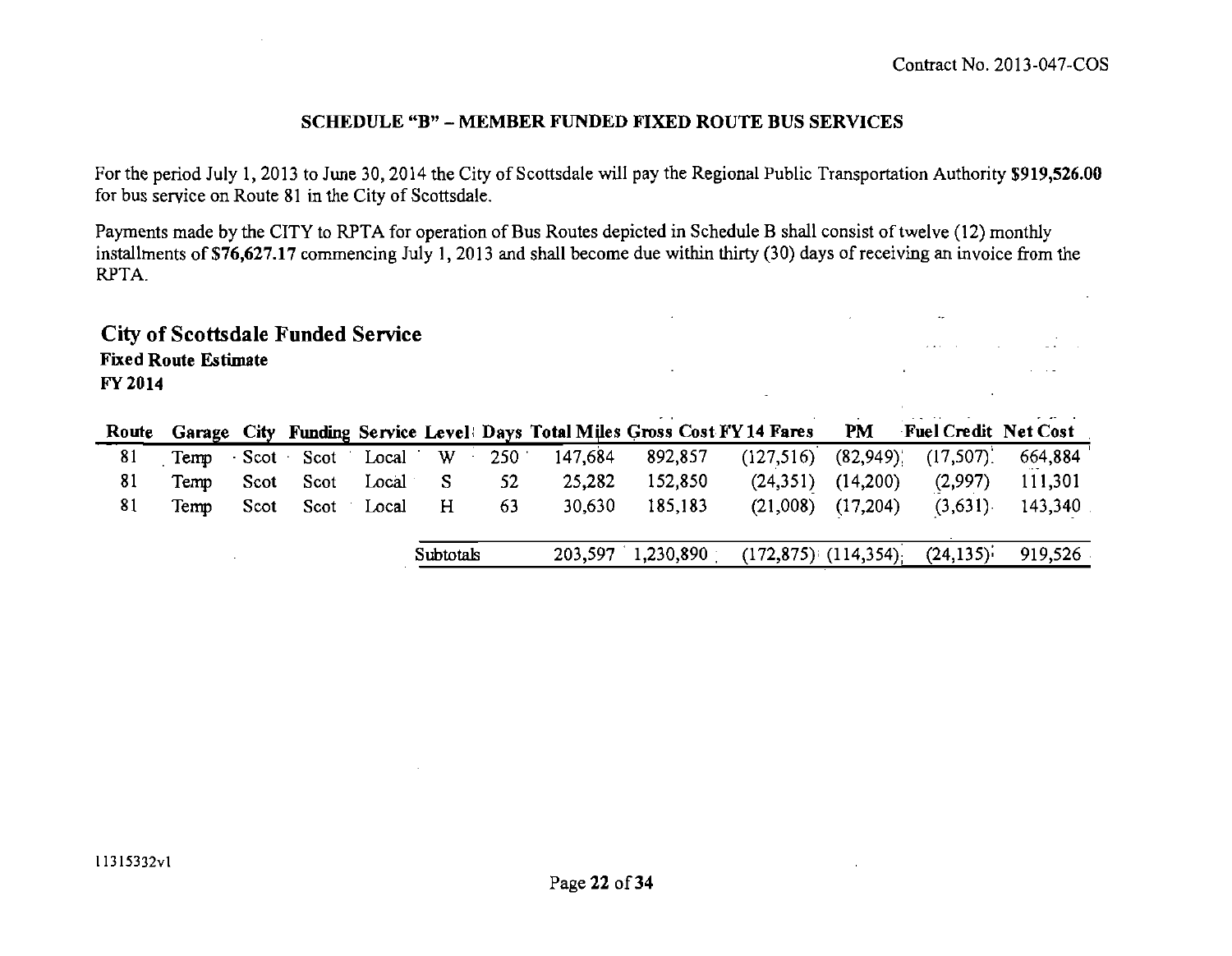Contract No. 2013-047-COS

## SCHEDULE "B" – MEMBER FUNDED FIXED ROUTE BUS SERVICES

For the period July 1, 2013 to June 30, 2014 the City of Scottsdale will pay the Regional Public Transportation Authority **$919,526.00** for bus service on Route 81 in the City of Scottsdale.

Payments made by the CITY to RPTA for operation of Bus Routes depicted in Schedule B shall consist of twelve (12) monthly installments of **$76,627.17** commencing July 1, 2013 and shall become due within thirty (30) days of receiving an invoice from the RPTA.

### City of Scottsdale Funded Service

**Fixed Route Estimate**

**FY 2014**

| Route | Garage | City | Funding | Service | Level | Days | Total Miles | Gross Cost | FY 14 Fares | PM | Fuel Credit | Net Cost |
|---|---|---|---|---|---|---|---|---|---|---|---|---|
| 81 | Temp | Scot | Scot | Local | W | 250 | 147,684 | 892,857 | (127,516) | (82,949) | (17,507) | 664,884 |
| 81 | Temp | Scot | Scot | Local | S | 52 | 25,282 | 152,850 | (24,351) | (14,200) | (2,997) | 111,301 |
| 81 | Temp | Scot | Scot | Local | H | 63 | 30,630 | 185,183 | (21,008) | (17,204) | (3,631) | 143,340 |
| | | | | | Subtotals | | 203,597 | 1,230,890 | (172,875) | (114,354) | (24,135) | 919,526 |

11315332v1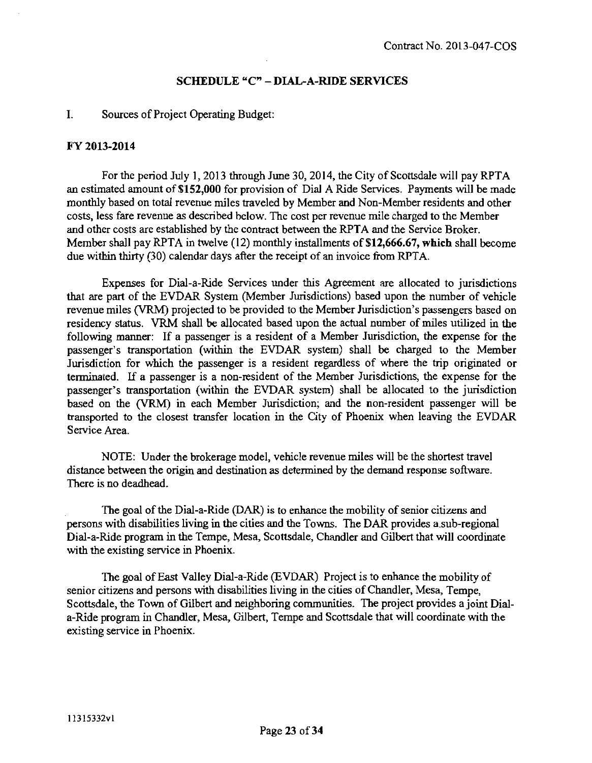Contract No. 2013-047-COS

## SCHEDULE "C" – DIAL-A-RIDE SERVICES

I. Sources of Project Operating Budget:

**FY 2013-2014**

For the period July 1, 2013 through June 30, 2014, the City of Scottsdale will pay RPTA an estimated amount of **$152,000** for provision of Dial A Ride Services. Payments will be made monthly based on total revenue miles traveled by Member and Non-Member residents and other costs, less fare revenue as described below. The cost per revenue mile charged to the Member and other costs are established by the contract between the RPTA and the Service Broker. Member shall pay RPTA in twelve (12) monthly installments of **$12,666.67, which** shall become due within thirty (30) calendar days after the receipt of an invoice from RPTA.

Expenses for Dial-a-Ride Services under this Agreement are allocated to jurisdictions that are part of the EVDAR System (Member Jurisdictions) based upon the number of vehicle revenue miles (VRM) projected to be provided to the Member Jurisdiction's passengers based on residency status. VRM shall be allocated based upon the actual number of miles utilized in the following manner: If a passenger is a resident of a Member Jurisdiction, the expense for the passenger's transportation (within the EVDAR system) shall be charged to the Member Jurisdiction for which the passenger is a resident regardless of where the trip originated or terminated. If a passenger is a non-resident of the Member Jurisdictions, the expense for the passenger's transportation (within the EVDAR system) shall be allocated to the jurisdiction based on the (VRM) in each Member Jurisdiction; and the non-resident passenger will be transported to the closest transfer location in the City of Phoenix when leaving the EVDAR Service Area.

NOTE: Under the brokerage model, vehicle revenue miles will be the shortest travel distance between the origin and destination as determined by the demand response software. There is no deadhead.

The goal of the Dial-a-Ride (DAR) is to enhance the mobility of senior citizens and persons with disabilities living in the cities and the Towns. The DAR provides a sub-regional Dial-a-Ride program in the Tempe, Mesa, Scottsdale, Chandler and Gilbert that will coordinate with the existing service in Phoenix.

The goal of East Valley Dial-a-Ride (EVDAR) Project is to enhance the mobility of senior citizens and persons with disabilities living in the cities of Chandler, Mesa, Tempe, Scottsdale, the Town of Gilbert and neighboring communities. The project provides a joint Dial-a-Ride program in Chandler, Mesa, Gilbert, Tempe and Scottsdale that will coordinate with the existing service in Phoenix.

11315332v1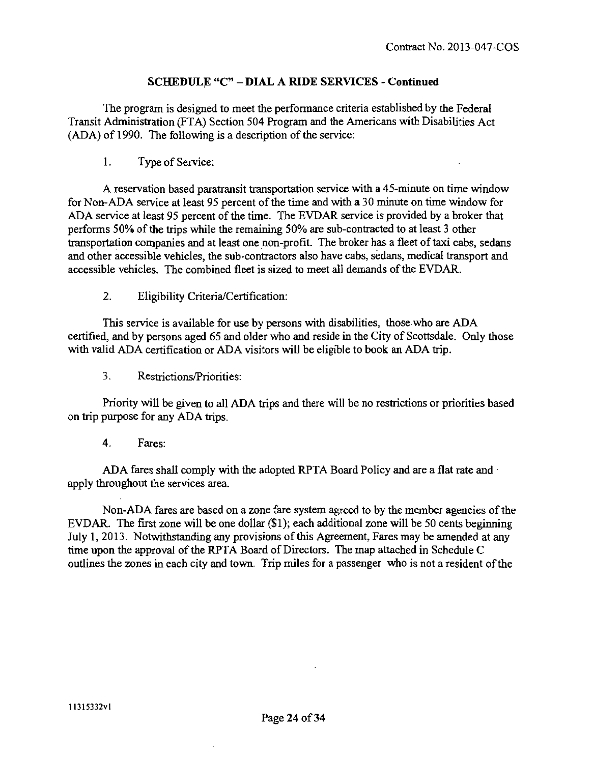Contract No. 2013-047-COS

## SCHEDULE "C" – DIAL A RIDE SERVICES - Continued

The program is designed to meet the performance criteria established by the Federal Transit Administration (FTA) Section 504 Program and the Americans with Disabilities Act (ADA) of 1990. The following is a description of the service:

1. Type of Service:

A reservation based paratransit transportation service with a 45-minute on time window for Non-ADA service at least 95 percent of the time and with a 30 minute on time window for ADA service at least 95 percent of the time. The EVDAR service is provided by a broker that performs 50% of the trips while the remaining 50% are sub-contracted to at least 3 other transportation companies and at least one non-profit. The broker has a fleet of taxi cabs, sedans and other accessible vehicles, the sub-contractors also have cabs, sedans, medical transport and accessible vehicles. The combined fleet is sized to meet all demands of the EVDAR.

2. Eligibility Criteria/Certification:

This service is available for use by persons with disabilities, those who are ADA certified, and by persons aged 65 and older who and reside in the City of Scottsdale. Only those with valid ADA certification or ADA visitors will be eligible to book an ADA trip.

3. Restrictions/Priorities:

Priority will be given to all ADA trips and there will be no restrictions or priorities based on trip purpose for any ADA trips.

4. Fares:

ADA fares shall comply with the adopted RPTA Board Policy and are a flat rate and apply throughout the services area.

Non-ADA fares are based on a zone fare system agreed to by the member agencies of the EVDAR. The first zone will be one dollar ($1); each additional zone will be 50 cents beginning July 1, 2013. Notwithstanding any provisions of this Agreement, Fares may be amended at any time upon the approval of the RPTA Board of Directors. The map attached in Schedule C outlines the zones in each city and town. Trip miles for a passenger who is not a resident of the

11315332v1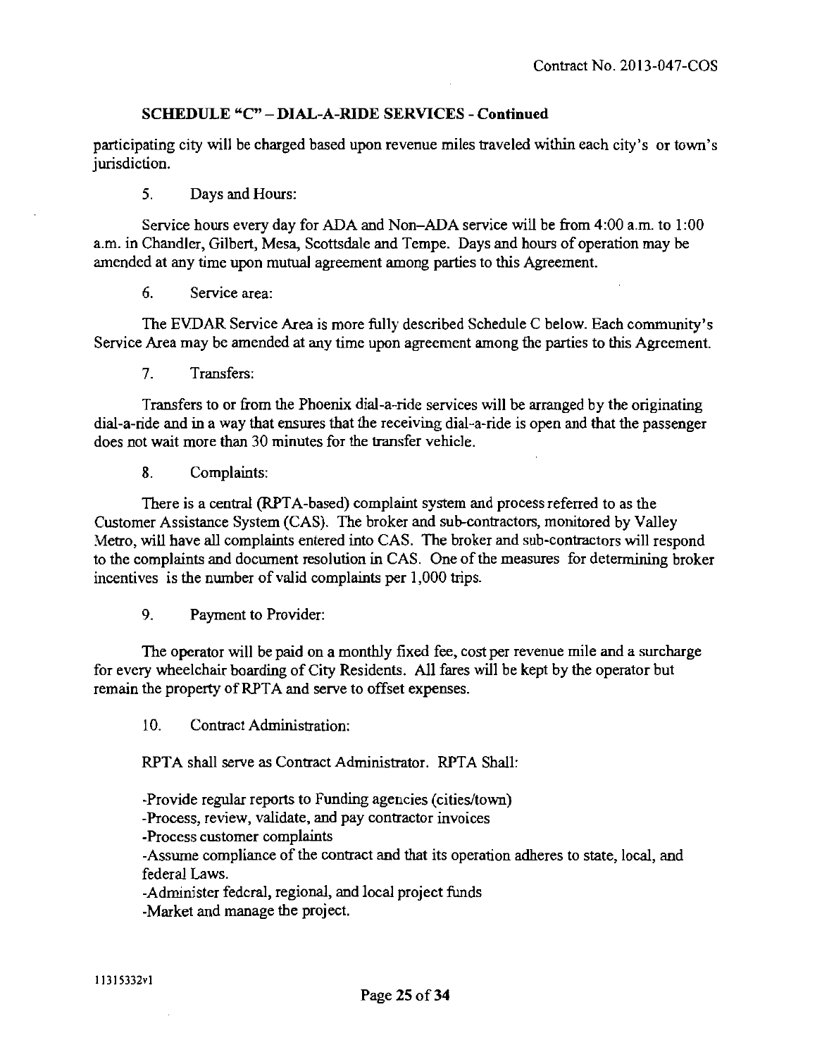## SCHEDULE "C" – DIAL-A-RIDE SERVICES - Continued

participating city will be charged based upon revenue miles traveled within each city's or town's jurisdiction.

5. Days and Hours:

Service hours every day for ADA and Non–ADA service will be from 4:00 a.m. to 1:00 a.m. in Chandler, Gilbert, Mesa, Scottsdale and Tempe. Days and hours of operation may be amended at any time upon mutual agreement among parties to this Agreement.

6. Service area:

The EVDAR Service Area is more fully described Schedule C below. Each community's Service Area may be amended at any time upon agreement among the parties to this Agreement.

7. Transfers:

Transfers to or from the Phoenix dial-a-ride services will be arranged by the originating dial-a-ride and in a way that ensures that the receiving dial-a-ride is open and that the passenger does not wait more than 30 minutes for the transfer vehicle.

8. Complaints:

There is a central (RPTA-based) complaint system and process referred to as the Customer Assistance System (CAS). The broker and sub-contractors, monitored by Valley Metro, will have all complaints entered into CAS. The broker and sub-contractors will respond to the complaints and document resolution in CAS. One of the measures for determining broker incentives is the number of valid complaints per 1,000 trips.

9. Payment to Provider:

The operator will be paid on a monthly fixed fee, cost per revenue mile and a surcharge for every wheelchair boarding of City Residents. All fares will be kept by the operator but remain the property of RPTA and serve to offset expenses.

10. Contract Administration:

RPTA shall serve as Contract Administrator. RPTA Shall:

-Provide regular reports to Funding agencies (cities/town)
-Process, review, validate, and pay contractor invoices
-Process customer complaints
-Assume compliance of the contract and that its operation adheres to state, local, and federal Laws.
-Administer federal, regional, and local project funds
-Market and manage the project.

11315332v1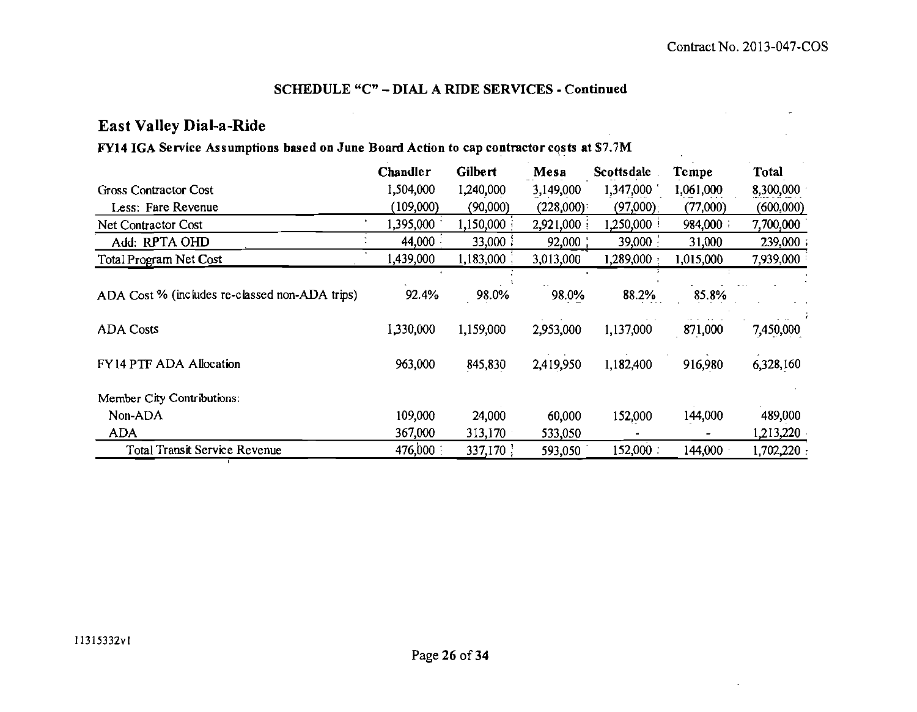Contract No. 2013-047-COS

## SCHEDULE "C" – DIAL A RIDE SERVICES - Continued

# East Valley Dial-a-Ride

**FY14 IGA Service Assumptions based on June Board Action to cap contractor costs at $7.7M**

| | Chandler | Gilbert | Mesa | Scottsdale | Tempe | Total |
|---|---|---|---|---|---|---|
| Gross Contractor Cost | 1,504,000 | 1,240,000 | 3,149,000 | 1,347,000 | 1,061,000 | 8,300,000 |
| Less: Fare Revenue | (109,000) | (90,000) | (228,000) | (97,000) | (77,000) | (600,000) |
| Net Contractor Cost | 1,395,000 | 1,150,000 | 2,921,000 | 1,250,000 | 984,000 | 7,700,000 |
| Add: RPTA OHD | 44,000 | 33,000 | 92,000 | 39,000 | 31,000 | 239,000 |
| Total Program Net Cost | 1,439,000 | 1,183,000 | 3,013,000 | 1,289,000 | 1,015,000 | 7,939,000 |
| ADA Cost % (includes re-classed non-ADA trips) | 92.4% | 98.0% | 98.0% | 88.2% | 85.8% | |
| ADA Costs | 1,330,000 | 1,159,000 | 2,953,000 | 1,137,000 | 871,000 | 7,450,000 |
| FY14 PTF ADA Allocation | 963,000 | 845,830 | 2,419,950 | 1,182,400 | 916,980 | 6,328,160 |
| Member City Contributions: | | | | | | |
| Non-ADA | 109,000 | 24,000 | 60,000 | 152,000 | 144,000 | 489,000 |
| ADA | 367,000 | 313,170 | 533,050 | - | - | 1,213,220 |
| Total Transit Service Revenue | 476,000 | 337,170 | 593,050 | 152,000 | 144,000 | 1,702,220 |

11315332v1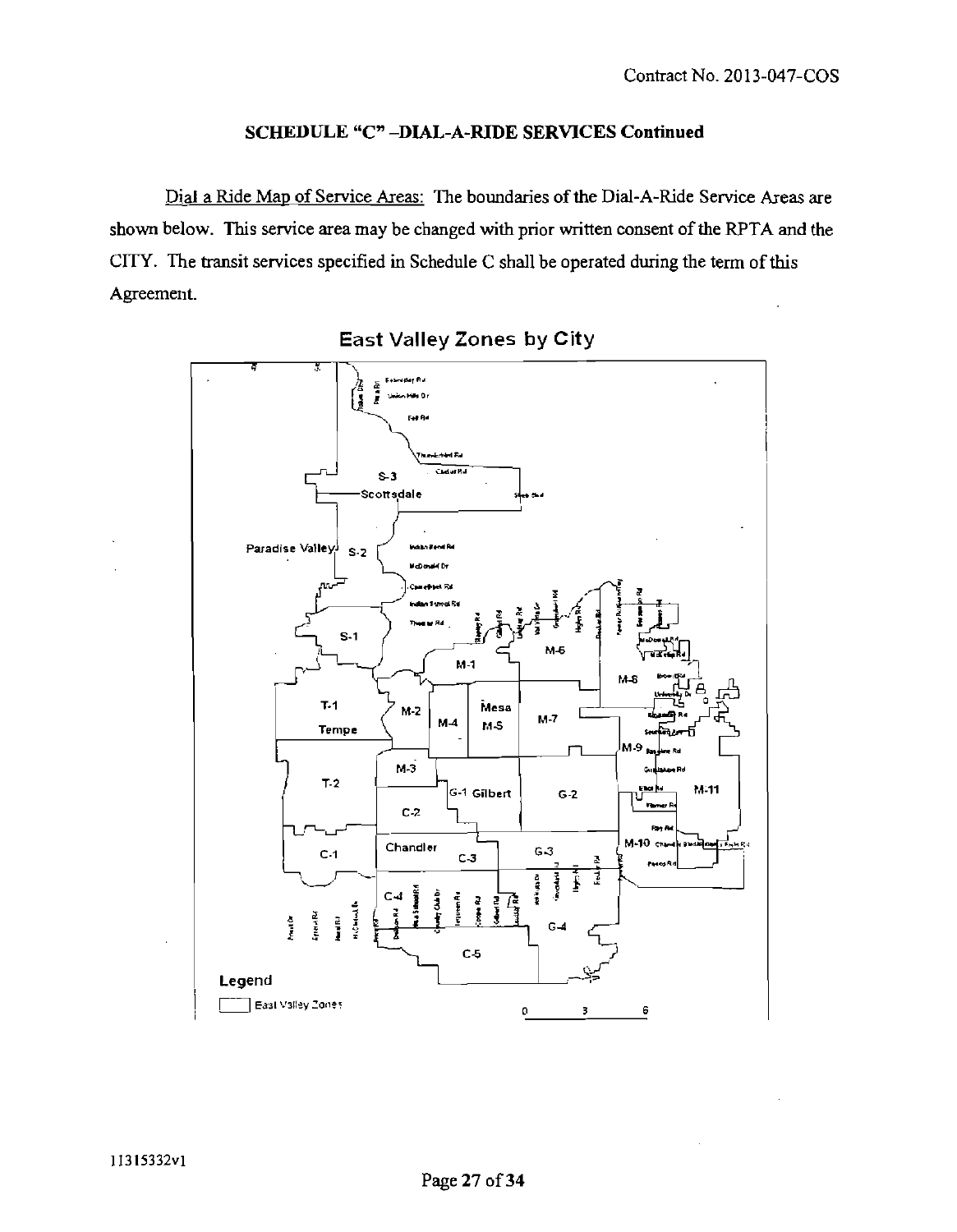## SCHEDULE "C" –DIAL-A-RIDE SERVICES Continued

Dial a Ride Map of Service Areas: The boundaries of the Dial-A-Ride Service Areas are shown below. This service area may be changed with prior written consent of the RPTA and the CITY. The transit services specified in Schedule C shall be operated during the term of this Agreement.

East Valley Zones by City

11315332v1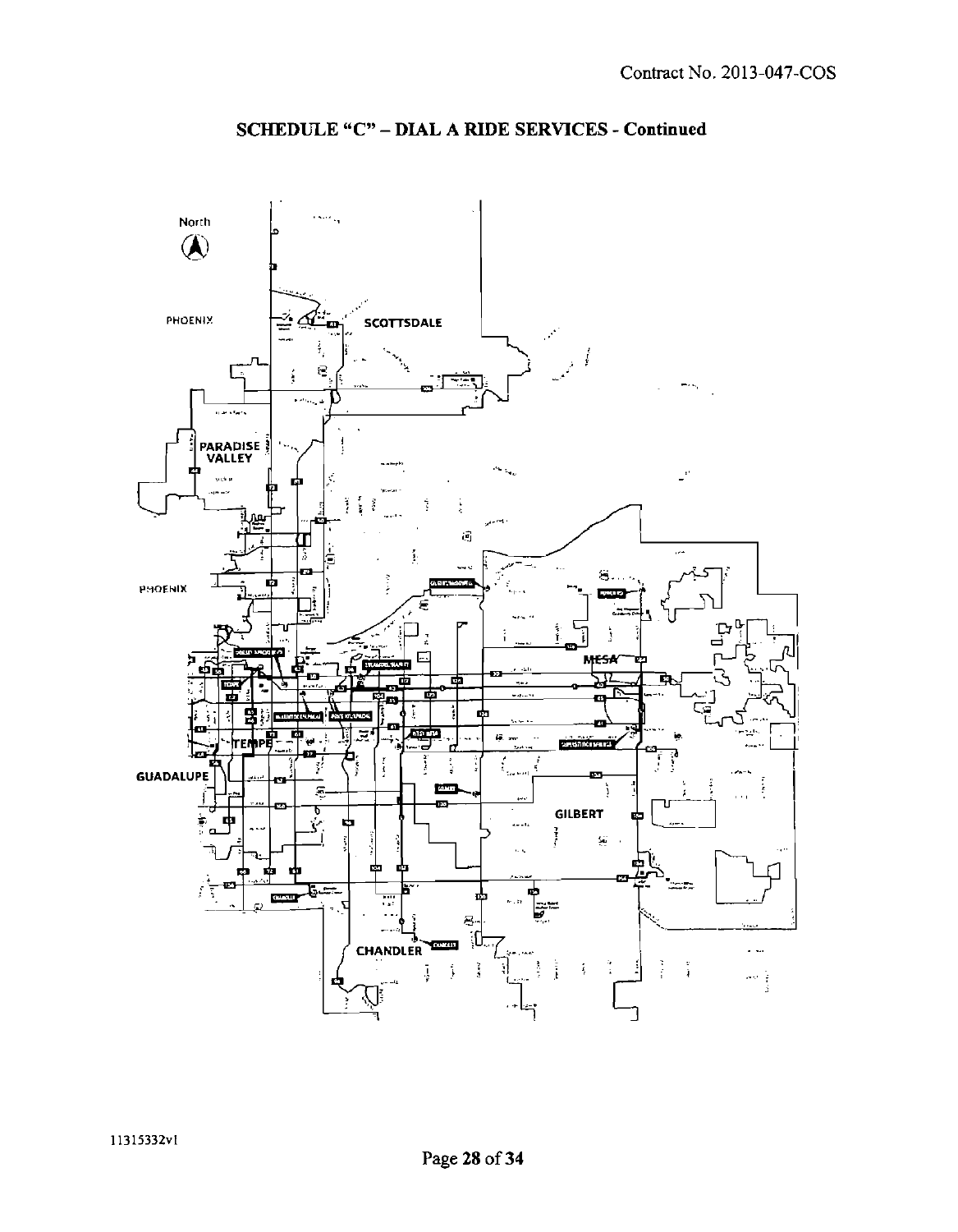## SCHEDULE "C" – DIAL A RIDE SERVICES - Continued

North

PHOENIX

SCOTTSDALE

PARADISE VALLEY

PHOENIX

MESA

TEMPE

GUADALUPE

GILBERT

CHANDLER

11315332v1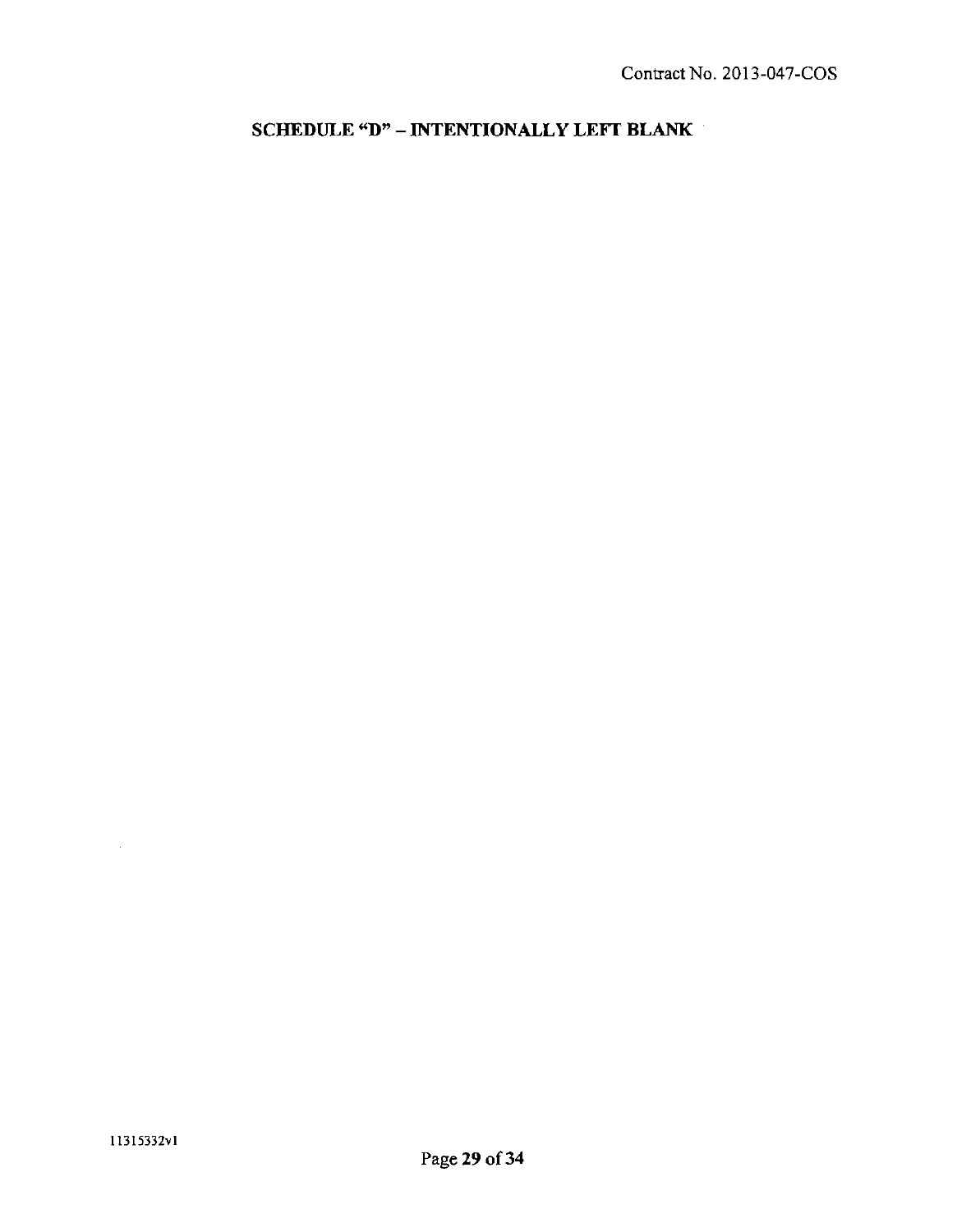## SCHEDULE "D" – INTENTIONALLY LEFT BLANK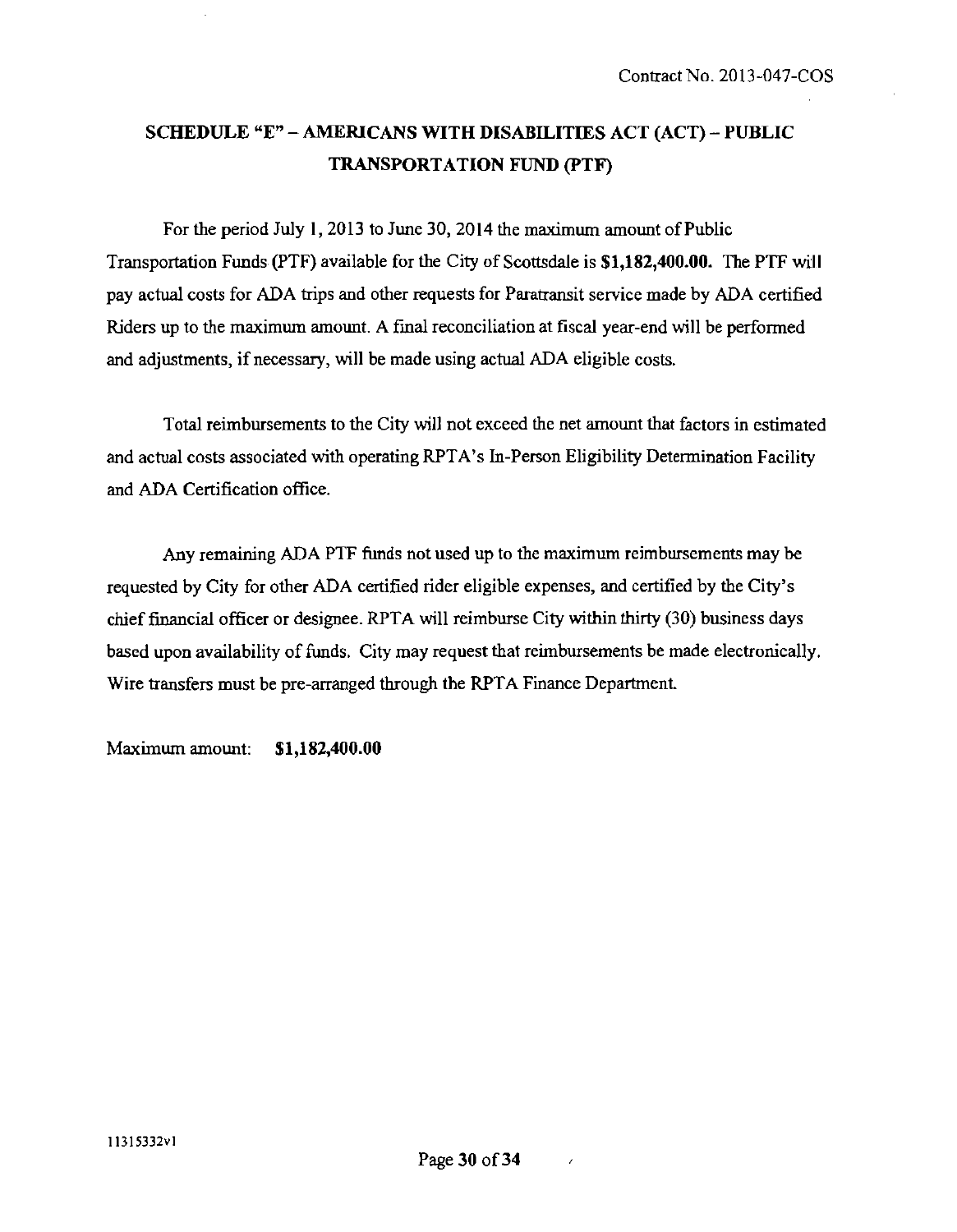## SCHEDULE "E" – AMERICANS WITH DISABILITIES ACT (ACT) – PUBLIC TRANSPORTATION FUND (PTF)

For the period July 1, 2013 to June 30, 2014 the maximum amount of Public Transportation Funds (PTF) available for the City of Scottsdale is **$1,182,400.00.** The PTF will pay actual costs for ADA trips and other requests for Paratransit service made by ADA certified Riders up to the maximum amount. A final reconciliation at fiscal year-end will be performed and adjustments, if necessary, will be made using actual ADA eligible costs.

Total reimbursements to the City will not exceed the net amount that factors in estimated and actual costs associated with operating RPTA's In-Person Eligibility Determination Facility and ADA Certification office.

Any remaining ADA PTF funds not used up to the maximum reimbursements may be requested by City for other ADA certified rider eligible expenses, and certified by the City's chief financial officer or designee. RPTA will reimburse City within thirty (30) business days based upon availability of funds. City may request that reimbursements be made electronically. Wire transfers must be pre-arranged through the RPTA Finance Department.

Maximum amount: **$1,182,400.00**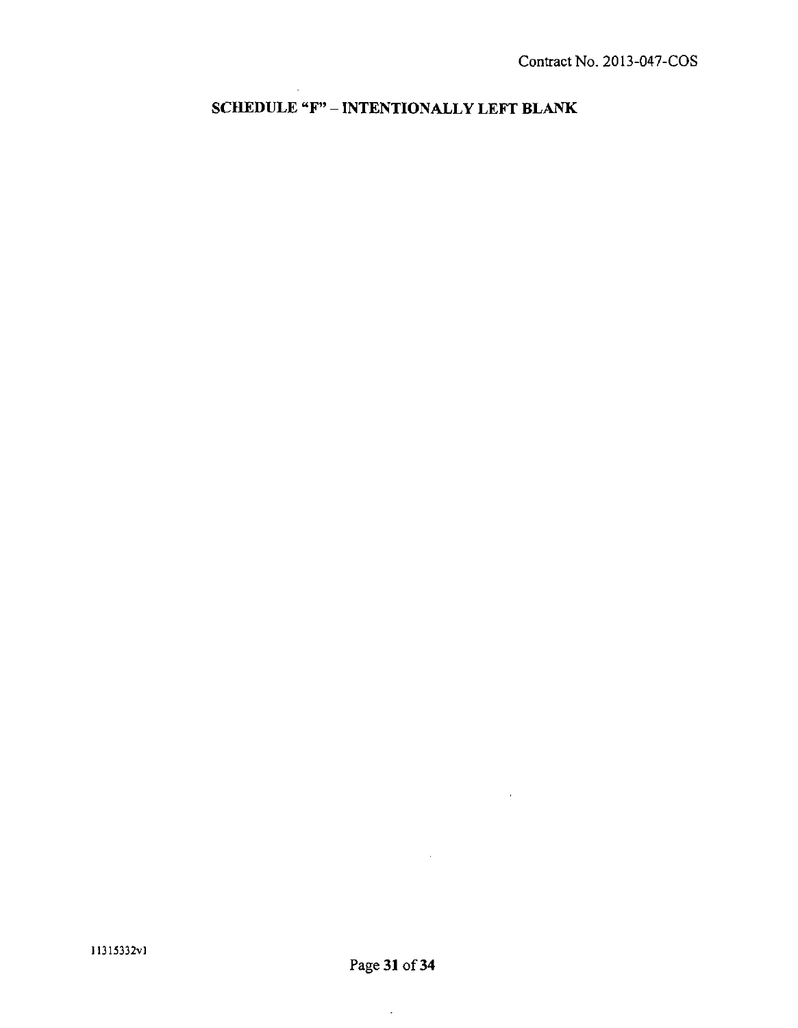# SCHEDULE "F" – INTENTIONALLY LEFT BLANK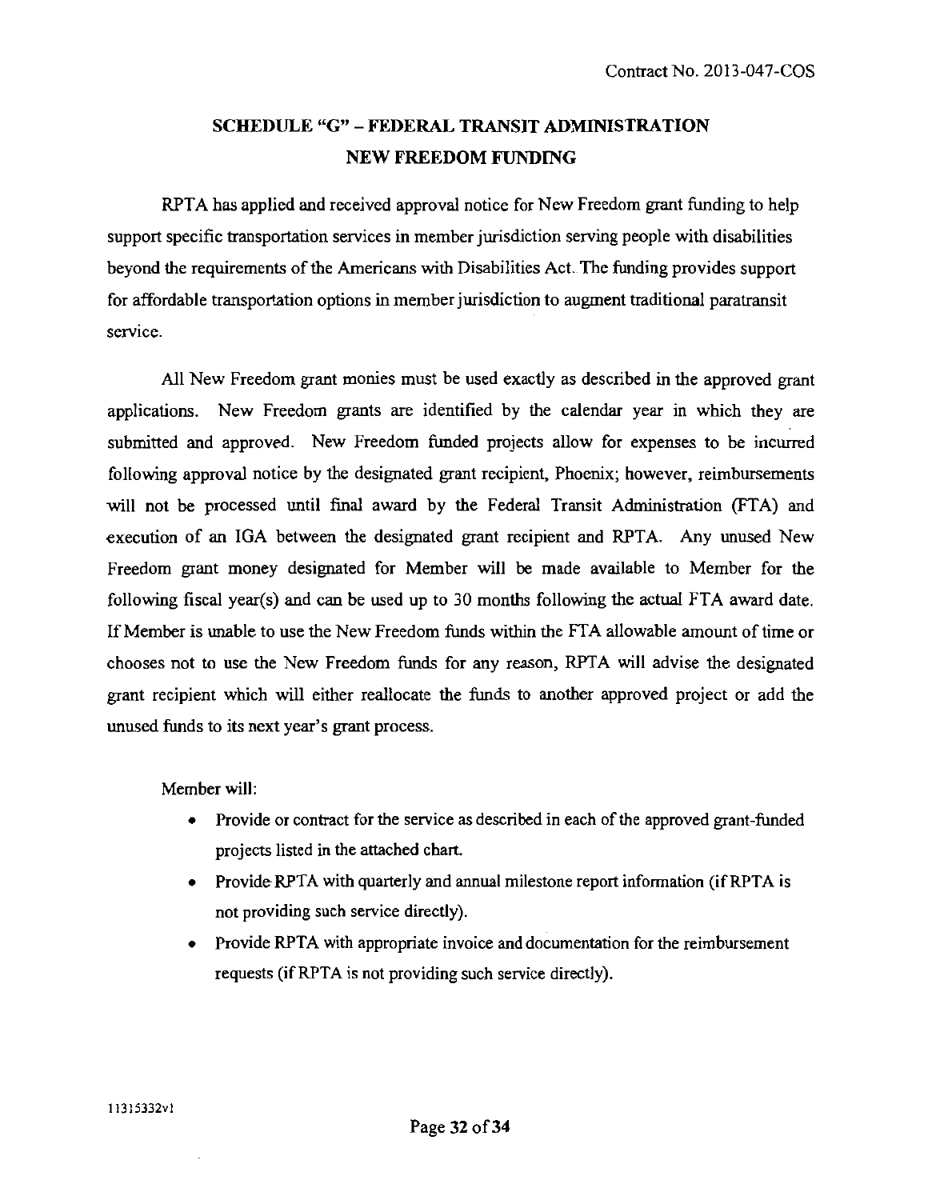## SCHEDULE "G" – FEDERAL TRANSIT ADMINISTRATION NEW FREEDOM FUNDING

RPTA has applied and received approval notice for New Freedom grant funding to help support specific transportation services in member jurisdiction serving people with disabilities beyond the requirements of the Americans with Disabilities Act. The funding provides support for affordable transportation options in member jurisdiction to augment traditional paratransit service.

All New Freedom grant monies must be used exactly as described in the approved grant applications. New Freedom grants are identified by the calendar year in which they are submitted and approved. New Freedom funded projects allow for expenses to be incurred following approval notice by the designated grant recipient, Phoenix; however, reimbursements will not be processed until final award by the Federal Transit Administration (FTA) and execution of an IGA between the designated grant recipient and RPTA. Any unused New Freedom grant money designated for Member will be made available to Member for the following fiscal year(s) and can be used up to 30 months following the actual FTA award date. If Member is unable to use the New Freedom funds within the FTA allowable amount of time or chooses not to use the New Freedom funds for any reason, RPTA will advise the designated grant recipient which will either reallocate the funds to another approved project or add the unused funds to its next year's grant process.

Member will:

- Provide or contract for the service as described in each of the approved grant-funded projects listed in the attached chart.
- Provide RPTA with quarterly and annual milestone report information (if RPTA is not providing such service directly).
- Provide RPTA with appropriate invoice and documentation for the reimbursement requests (if RPTA is not providing such service directly).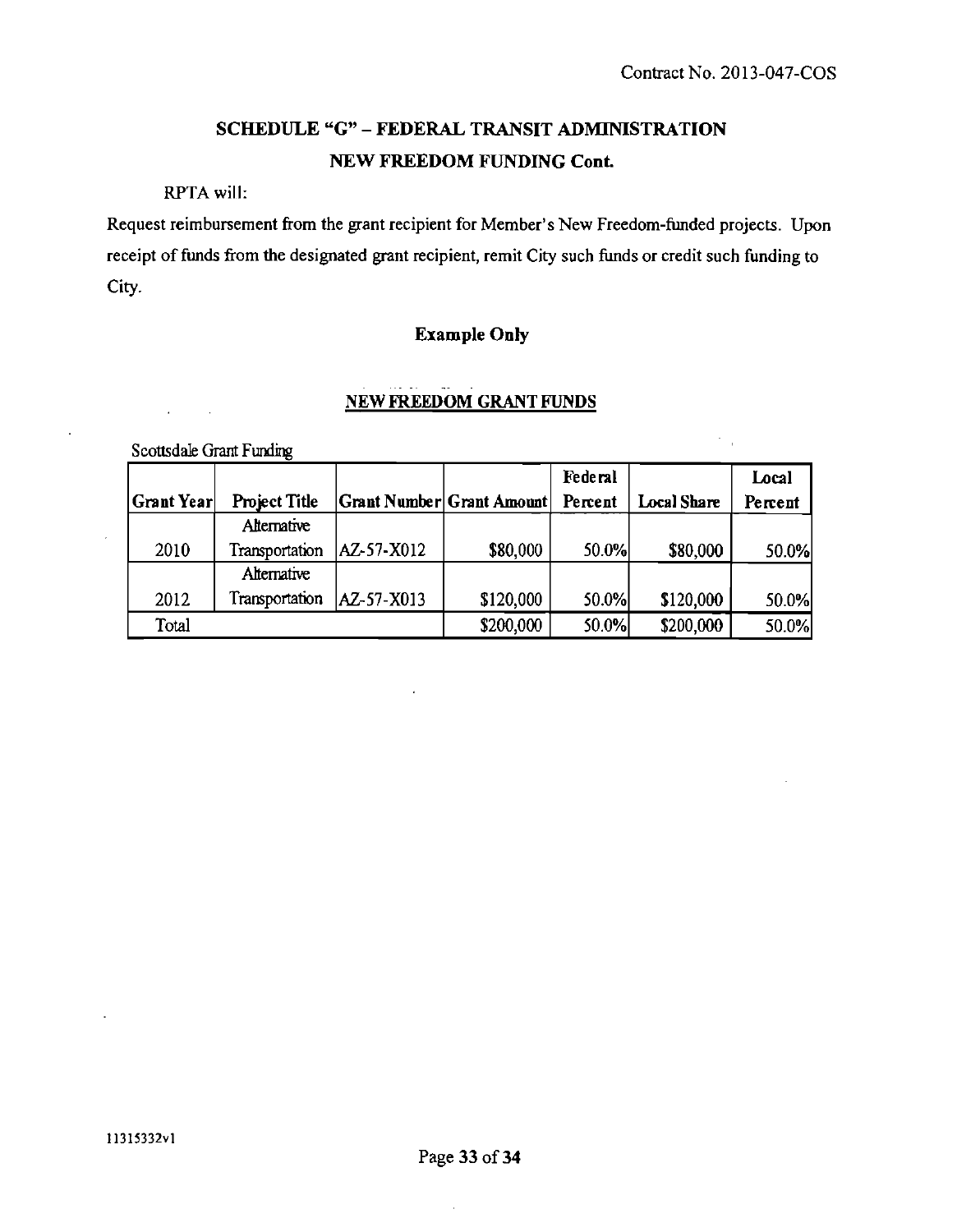## SCHEDULE "G" – FEDERAL TRANSIT ADMINISTRATION NEW FREEDOM FUNDING Cont.

RPTA will:

Request reimbursement from the grant recipient for Member's New Freedom-funded projects. Upon receipt of funds from the designated grant recipient, remit City such funds or credit such funding to City.

**Example Only**

**NEW FREEDOM GRANT FUNDS**

Scottsdale Grant Funding

| Grant Year | Project Title | Grant Number | Grant Amount | Federal Percent | Local Share | Local Percent |
|---|---|---|---|---|---|---|
| 2010 | Alternative Transportation | AZ-57-X012 | $80,000 | 50.0% | $80,000 | 50.0% |
| 2012 | Alternative Transportation | AZ-57-X013 | $120,000 | 50.0% | $120,000 | 50.0% |
| Total | | | $200,000 | 50.0% | $200,000 | 50.0% |

11315332v1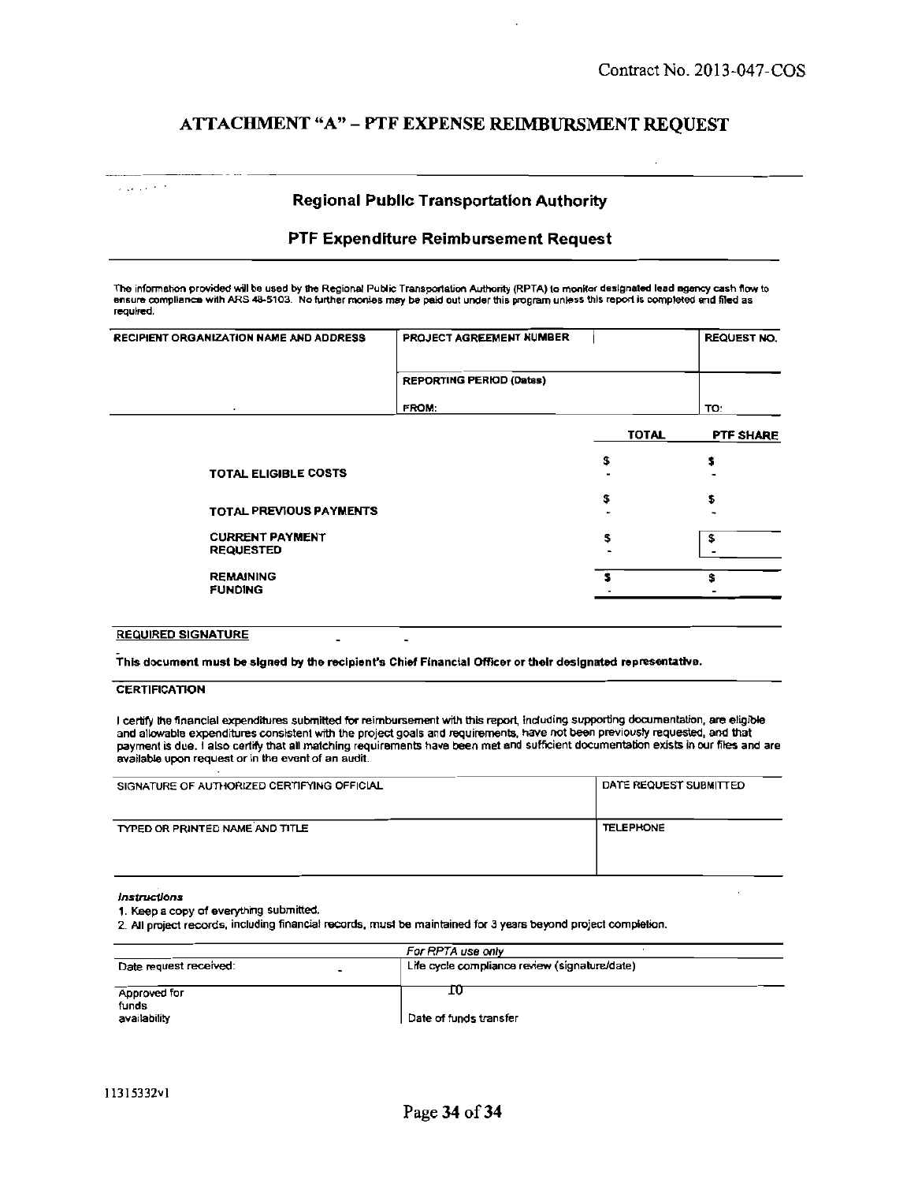Contract No. 2013-047-COS

# ATTACHMENT "A" – PTF EXPENSE REIMBURSMENT REQUEST

## Regional Public Transportation Authority

### PTF Expenditure Reimbursement Request

The information provided will be used by the Regional Public Transportation Authority (RPTA) to monitor designated lead agency cash flow to ensure compliance with ARS 48-5103. No further monies may be paid out under this program unless this report is completed and filed as required.

| RECIPIENT ORGANIZATION NAME AND ADDRESS | PROJECT AGREEMENT NUMBER | | REQUEST NO. |
|---|---|---|---|
| | REPORTING PERIOD (Dates) | | |
| | FROM: | | TO: |

| | TOTAL | PTF SHARE |
|---|---|---|
| TOTAL ELIGIBLE COSTS | $ - | $ - |
| TOTAL PREVIOUS PAYMENTS | $ - | $ - |
| CURRENT PAYMENT REQUESTED | $ - | $ - |
| REMAINING FUNDING | $ - | $ - |

**REQUIRED SIGNATURE**

**This document must be signed by the recipient's Chief Financial Officer or their designated representative.**

**CERTIFICATION**

I certify the financial expenditures submitted for reimbursement with this report, including supporting documentation, are eligible and allowable expenditures consistent with the project goals and requirements, have not been previously requested, and that payment is due. I also certify that all matching requirements have been met and sufficient documentation exists in our files and are available upon request or in the event of an audit.

| SIGNATURE OF AUTHORIZED CERTIFYING OFFICIAL | DATE REQUEST SUBMITTED |
|---|---|
| TYPED OR PRINTED NAME AND TITLE | TELEPHONE |

*Instructions*

1. Keep a copy of everything submitted.
2. All project records, including financial records, must be maintained for 3 years beyond project completion.

| *For RPTA use only* | |
|---|---|
| Date request received: | Life cycle compliance review (signature/date) |
| Approved for funds availability | Date of funds transfer |

11315332v1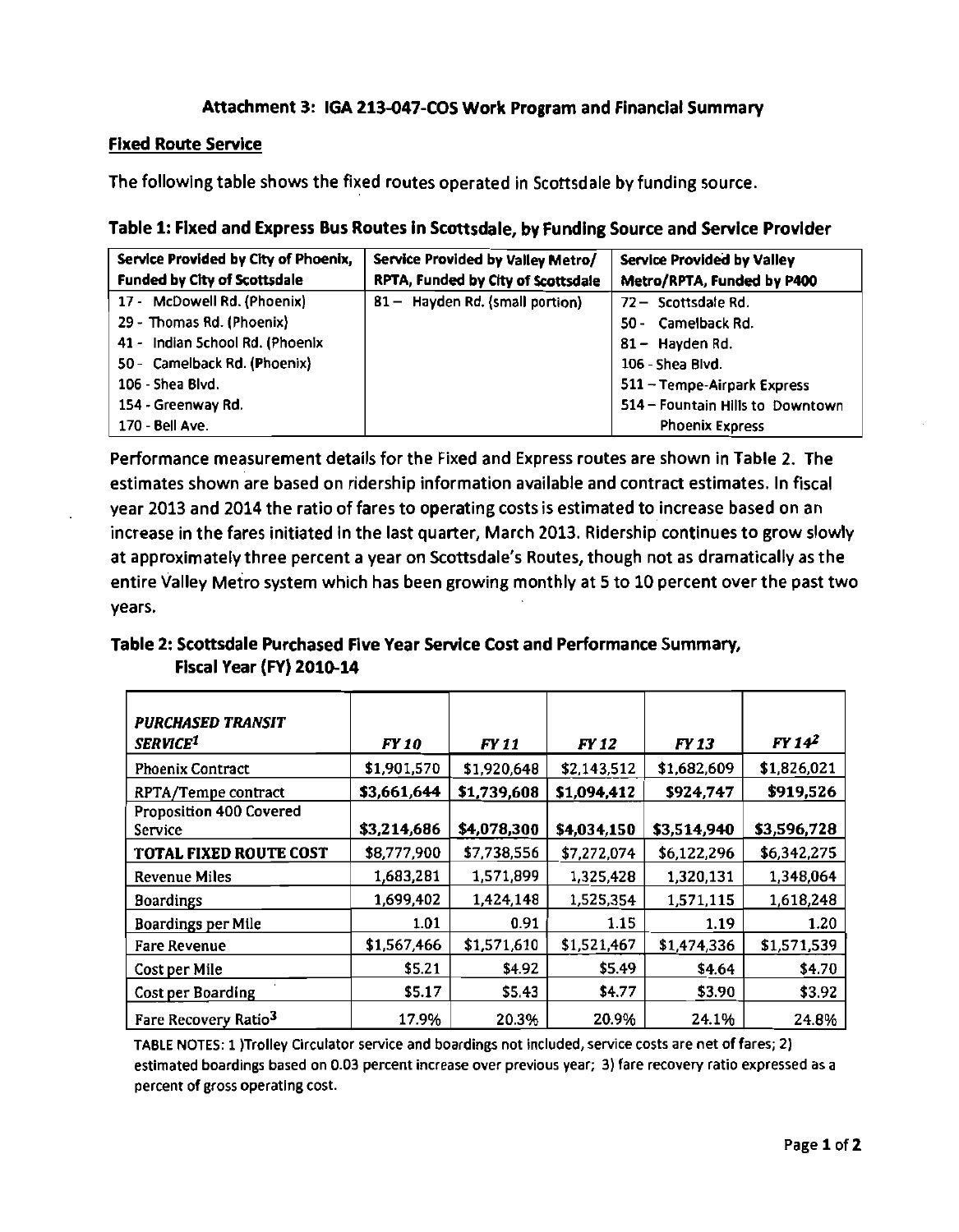## Attachment 3: IGA 213-047-COS Work Program and Financial Summary

### Fixed Route Service

The following table shows the fixed routes operated in Scottsdale by funding source.

**Table 1: Fixed and Express Bus Routes in Scottsdale, by Funding Source and Service Provider**

| Service Provided by City of Phoenix, Funded by City of Scottsdale | Service Provided by Valley Metro/ RPTA, Funded by City of Scottsdale | Service Provided by Valley Metro/RPTA, Funded by P400 |
|---|---|---|
| 17 - McDowell Rd. (Phoenix) | 81 – Hayden Rd. (small portion) | 72 – Scottsdale Rd. |
| 29 - Thomas Rd. (Phoenix) | | 50 - Camelback Rd. |
| 41 - Indian School Rd. (Phoenix | | 81 – Hayden Rd. |
| 50 - Camelback Rd. (Phoenix) | | 106 - Shea Blvd. |
| 106 - Shea Blvd. | | 511 – Tempe-Airpark Express |
| 154 - Greenway Rd. | | 514 – Fountain Hills to Downtown Phoenix Express |
| 170 - Bell Ave. | | |

Performance measurement details for the Fixed and Express routes are shown in Table 2. The estimates shown are based on ridership information available and contract estimates. In fiscal year 2013 and 2014 the ratio of fares to operating costs is estimated to increase based on an increase in the fares initiated in the last quarter, March 2013. Ridership continues to grow slowly at approximately three percent a year on Scottsdale's Routes, though not as dramatically as the entire Valley Metro system which has been growing monthly at 5 to 10 percent over the past two years.

**Table 2: Scottsdale Purchased Five Year Service Cost and Performance Summary, Fiscal Year (FY) 2010-14**

| *PURCHASED TRANSIT SERVICE*[1] | *FY 10* | *FY 11* | *FY 12* | *FY 13* | *FY 14*[2] |
|---|---|---|---|---|---|
| Phoenix Contract | $1,901,570 | $1,920,648 | $2,143,512 | $1,682,609 | $1,826,021 |
| RPTA/Tempe contract | **$3,661,644** | **$1,739,608** | **$1,094,412** | **$924,747** | **$919,526** |
| Proposition 400 Covered Service | **$3,214,686** | **$4,078,300** | **$4,034,150** | **$3,514,940** | **$3,596,728** |
| **TOTAL FIXED ROUTE COST** | $8,777,900 | $7,738,556 | $7,272,074 | $6,122,296 | $6,342,275 |
| Revenue Miles | 1,683,281 | 1,571,899 | 1,325,428 | 1,320,131 | 1,348,064 |
| Boardings | 1,699,402 | 1,424,148 | 1,525,354 | 1,571,115 | 1,618,248 |
| Boardings per Mile | 1.01 | 0.91 | 1.15 | 1.19 | 1.20 |
| Fare Revenue | $1,567,466 | $1,571,610 | $1,521,467 | $1,474,336 | $1,571,539 |
| Cost per Mile | $5.21 | $4.92 | $5.49 | $4.64 | $4.70 |
| Cost per Boarding | $5.17 | $5.43 | $4.77 | $3.90 | $3.92 |
| Fare Recovery Ratio[3] | 17.9% | 20.3% | 20.9% | 24.1% | 24.8% |

TABLE NOTES: 1 )Trolley Circulator service and boardings not included, service costs are net of fares; 2) estimated boardings based on 0.03 percent increase over previous year; 3) fare recovery ratio expressed as a percent of gross operating cost.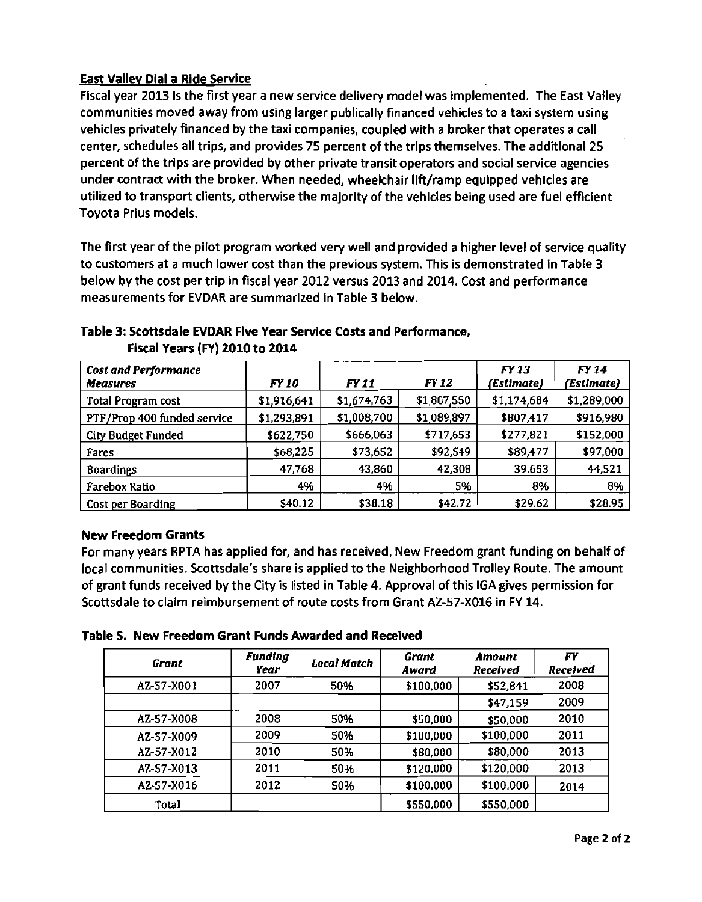**East Valley Dial a Ride Service**

Fiscal year 2013 is the first year a new service delivery model was implemented. The East Valley communities moved away from using larger publically financed vehicles to a taxi system using vehicles privately financed by the taxi companies, coupled with a broker that operates a call center, schedules all trips, and provides 75 percent of the trips themselves. The additional 25 percent of the trips are provided by other private transit operators and social service agencies under contract with the broker. When needed, wheelchair lift/ramp equipped vehicles are utilized to transport clients, otherwise the majority of the vehicles being used are fuel efficient Toyota Prius models.

The first year of the pilot program worked very well and provided a higher level of service quality to customers at a much lower cost than the previous system. This is demonstrated in Table 3 below by the cost per trip in fiscal year 2012 versus 2013 and 2014. Cost and performance measurements for EVDAR are summarized in Table 3 below.

**Table 3: Scottsdale EVDAR Five Year Service Costs and Performance, Fiscal Years (FY) 2010 to 2014**

| *Cost and Performance Measures* | *FY 10* | *FY 11* | *FY 12* | *FY 13 (Estimate)* | *FY 14 (Estimate)* |
|---|---|---|---|---|---|
| Total Program cost | $1,916,641 | $1,674,763 | $1,807,550 | $1,174,684 | $1,289,000 |
| PTF/Prop 400 funded service | $1,293,891 | $1,008,700 | $1,089,897 | $807,417 | $916,980 |
| City Budget Funded | $622,750 | $666,063 | $717,653 | $277,821 | $152,000 |
| Fares | $68,225 | $73,652 | $92,549 | $89,477 | $97,000 |
| Boardings | 47,768 | 43,860 | 42,308 | 39,653 | 44,521 |
| Farebox Ratio | 4% | 4% | 5% | 8% | 8% |
| Cost per Boarding | $40.12 | $38.18 | $42.72 | $29.62 | $28.95 |

**New Freedom Grants**

For many years RPTA has applied for, and has received, New Freedom grant funding on behalf of local communities. Scottsdale's share is applied to the Neighborhood Trolley Route. The amount of grant funds received by the City is listed in Table 4. Approval of this IGA gives permission for Scottsdale to claim reimbursement of route costs from Grant AZ-57-X016 in FY 14.

**Table 5. New Freedom Grant Funds Awarded and Received**

| *Grant* | *Funding Year* | *Local Match* | *Grant Award* | *Amount Received* | *FY Received* |
|---|---|---|---|---|---|
| AZ-57-X001 | 2007 | 50% | $100,000 | $52,841 | 2008 |
| | | | | $47,159 | 2009 |
| AZ-57-X008 | 2008 | 50% | $50,000 | $50,000 | 2010 |
| AZ-57-X009 | 2009 | 50% | $100,000 | $100,000 | 2011 |
| AZ-57-X012 | 2010 | 50% | $80,000 | $80,000 | 2013 |
| AZ-57-X013 | 2011 | 50% | $120,000 | $120,000 | 2013 |
| AZ-57-X016 | 2012 | 50% | $100,000 | $100,000 | 2014 |
| Total | | | $550,000 | $550,000 | |